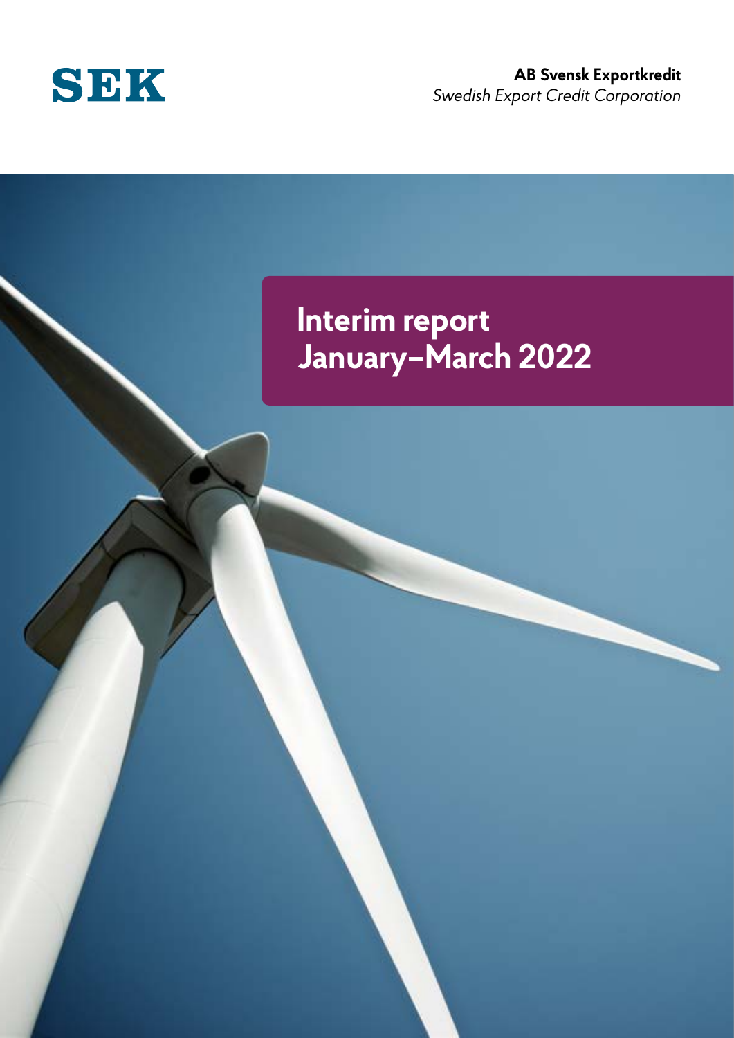SEK

**AB Svensk Exportkredit**
*Swedish Export Credit Corporation*

# Interim report January–March 2022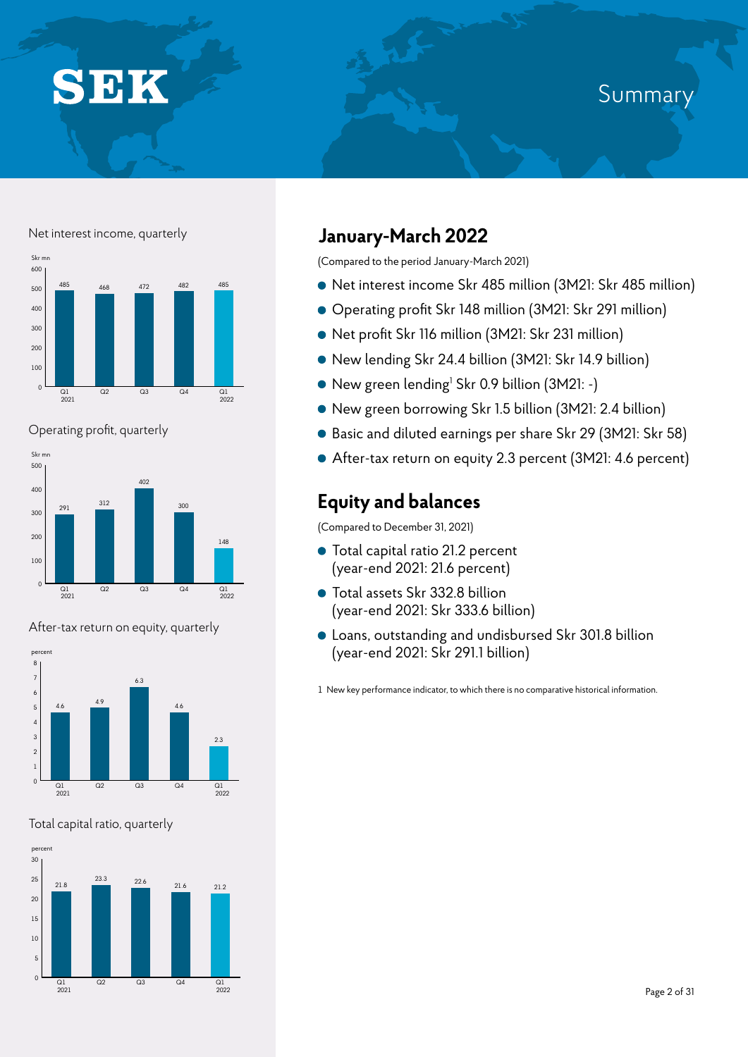# Summary

## January-March 2022

(Compared to the period January-March 2021)

- Net interest income Skr 485 million (3M21: Skr 485 million)
- Operating profit Skr 148 million (3M21: Skr 291 million)
- Net profit Skr 116 million (3M21: Skr 231 million)
- New lending Skr 24.4 billion (3M21: Skr 14.9 billion)
- New green lending[1] Skr 0.9 billion (3M21: -)
- New green borrowing Skr 1.5 billion (3M21: 2.4 billion)
- Basic and diluted earnings per share Skr 29 (3M21: Skr 58)
- After-tax return on equity 2.3 percent (3M21: 4.6 percent)

## Equity and balances

(Compared to December 31, 2021)

- Total capital ratio 21.2 percent (year-end 2021: 21.6 percent)
- Total assets Skr 332.8 billion (year-end 2021: Skr 333.6 billion)
- Loans, outstanding and undisbursed Skr 301.8 billion (year-end 2021: Skr 291.1 billion)

1 New key performance indicator, to which there is no comparative historical information.

Net interest income, quarterly

| Skr mn | Q1 2021 | Q2 | Q3 | Q4 | Q1 2022 |
|---|---|---|---|---|---|
| Net interest income | 485 | 468 | 472 | 482 | 485 |

Operating profit, quarterly

| Skr mn | Q1 2021 | Q2 | Q3 | Q4 | Q1 2022 |
|---|---|---|---|---|---|
| Operating profit | 291 | 312 | 402 | 300 | 148 |

After-tax return on equity, quarterly

| percent | Q1 2021 | Q2 | Q3 | Q4 | Q1 2022 |
|---|---|---|---|---|---|
| After-tax return on equity | 4.6 | 4.9 | 6.3 | 4.6 | 2.3 |

Total capital ratio, quarterly

| percent | Q1 2021 | Q2 | Q3 | Q4 | Q1 2022 |
|---|---|---|---|---|---|
| Total capital ratio | 21.8 | 23.3 | 22.6 | 21.6 | 21.2 |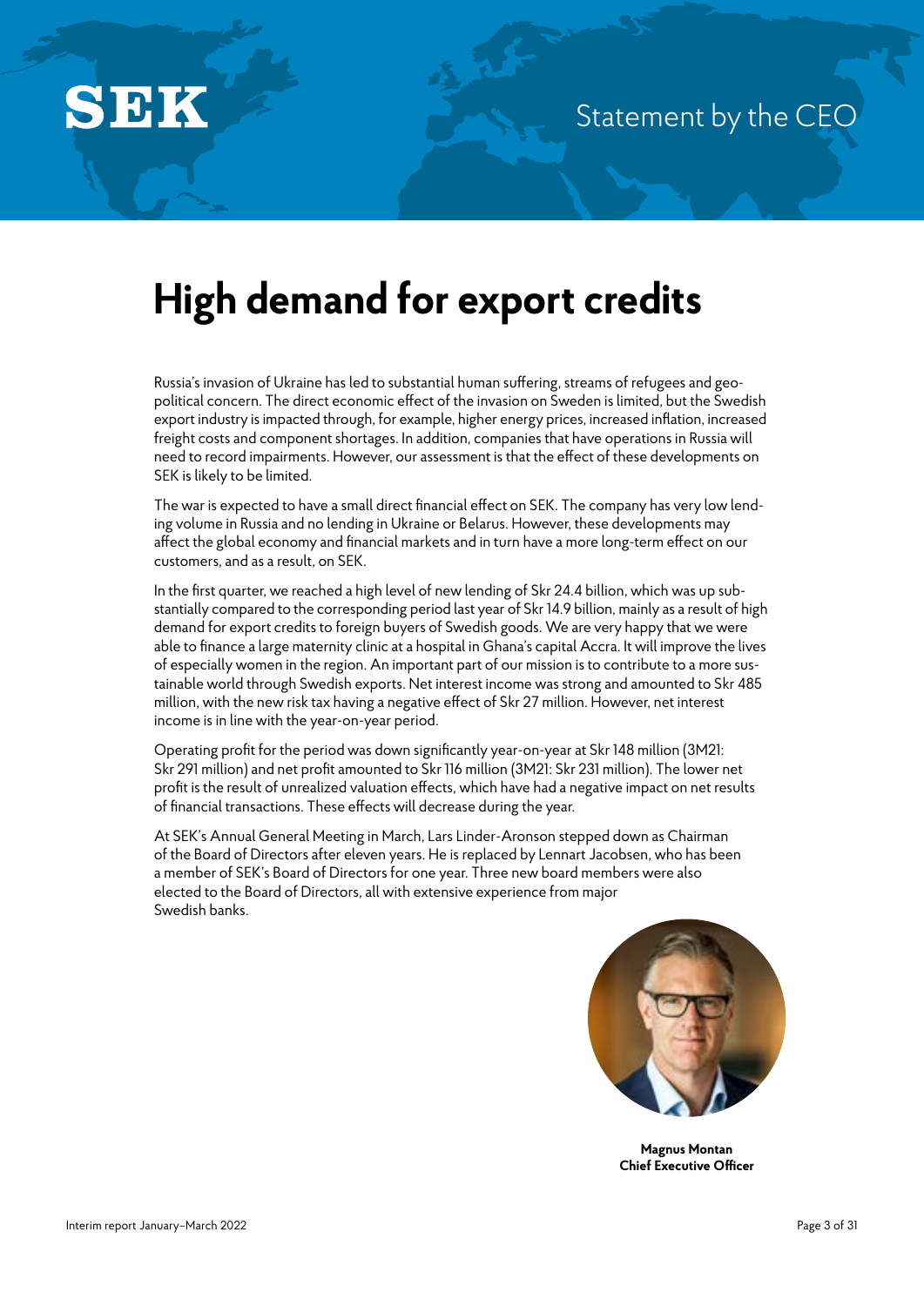SEK

Statement by the CEO

# High demand for export credits

Russia's invasion of Ukraine has led to substantial human suffering, streams of refugees and geopolitical concern. The direct economic effect of the invasion on Sweden is limited, but the Swedish export industry is impacted through, for example, higher energy prices, increased inflation, increased freight costs and component shortages. In addition, companies that have operations in Russia will need to record impairments. However, our assessment is that the effect of these developments on SEK is likely to be limited.

The war is expected to have a small direct financial effect on SEK. The company has very low lending volume in Russia and no lending in Ukraine or Belarus. However, these developments may affect the global economy and financial markets and in turn have a more long-term effect on our customers, and as a result, on SEK.

In the first quarter, we reached a high level of new lending of Skr 24.4 billion, which was up substantially compared to the corresponding period last year of Skr 14.9 billion, mainly as a result of high demand for export credits to foreign buyers of Swedish goods. We are very happy that we were able to finance a large maternity clinic at a hospital in Ghana's capital Accra. It will improve the lives of especially women in the region. An important part of our mission is to contribute to a more sustainable world through Swedish exports. Net interest income was strong and amounted to Skr 485 million, with the new risk tax having a negative effect of Skr 27 million. However, net interest income is in line with the year-on-year period.

Operating profit for the period was down significantly year-on-year at Skr 148 million (3M21: Skr 291 million) and net profit amounted to Skr 116 million (3M21: Skr 231 million). The lower net profit is the result of unrealized valuation effects, which have had a negative impact on net results of financial transactions. These effects will decrease during the year.

At SEK's Annual General Meeting in March, Lars Linder-Aronson stepped down as Chairman of the Board of Directors after eleven years. He is replaced by Lennart Jacobsen, who has been a member of SEK's Board of Directors for one year. Three new board members were also elected to the Board of Directors, all with extensive experience from major Swedish banks.

**Magnus Montan**
**Chief Executive Officer**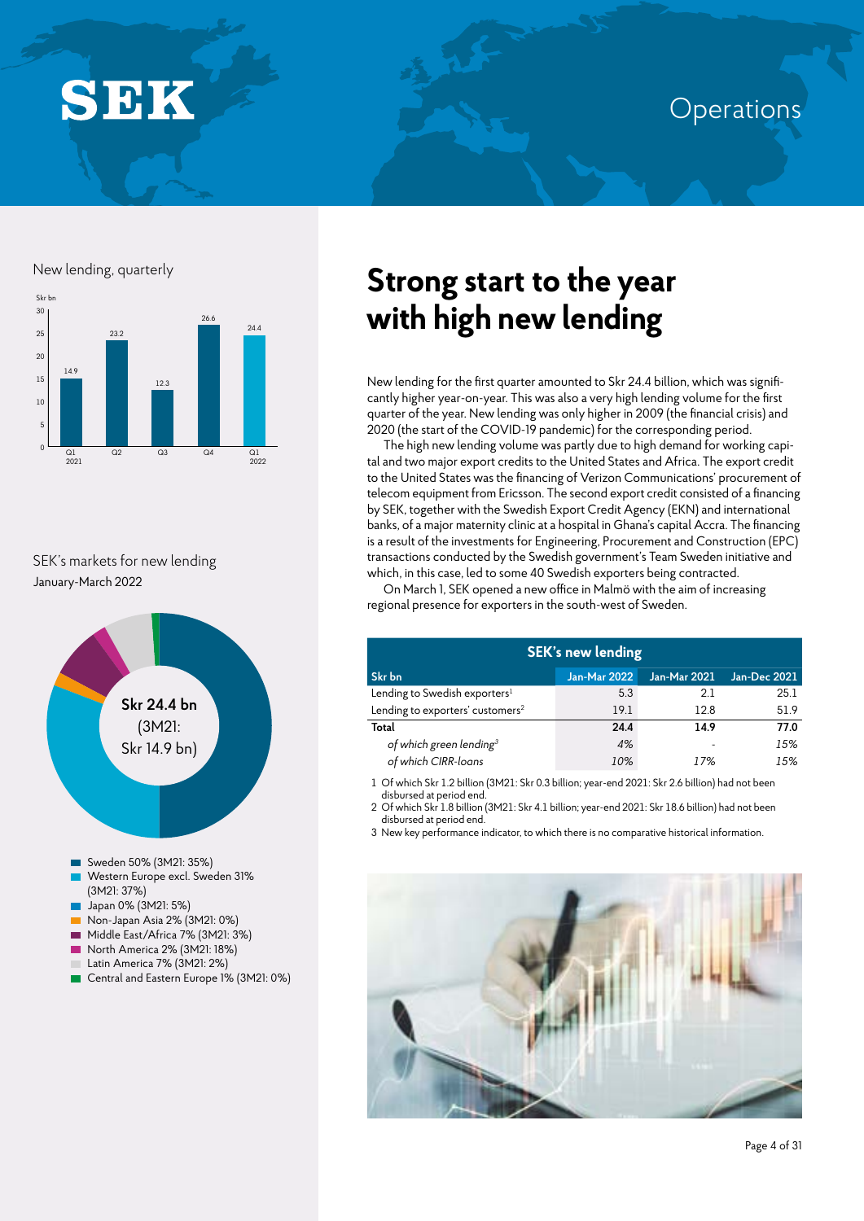# Operations

## New lending, quarterly

Skr bn

| Quarter | Skr bn |
|---|---|
| Q1 2021 | 14.9 |
| Q2 | 23.2 |
| Q3 | 12.3 |
| Q4 | 26.6 |
| Q1 2022 | 24.4 |

## SEK's markets for new lending

January-March 2022

**Skr 24.4 bn** (3M21: Skr 14.9 bn)

- Sweden 50% (3M21: 35%)
- Western Europe excl. Sweden 31% (3M21: 37%)
- Japan 0% (3M21: 5%)
- Non-Japan Asia 2% (3M21: 0%)
- Middle East/Africa 7% (3M21: 3%)
- North America 2% (3M21: 18%)
- Latin America 7% (3M21: 2%)
- Central and Eastern Europe 1% (3M21: 0%)

# Strong start to the year with high new lending

New lending for the first quarter amounted to Skr 24.4 billion, which was significantly higher year-on-year. This was also a very high lending volume for the first quarter of the year. New lending was only higher in 2009 (the financial crisis) and 2020 (the start of the COVID-19 pandemic) for the corresponding period.

The high new lending volume was partly due to high demand for working capital and two major export credits to the United States and Africa. The export credit to the United States was the financing of Verizon Communications' procurement of telecom equipment from Ericsson. The second export credit consisted of a financing by SEK, together with the Swedish Export Credit Agency (EKN) and international banks, of a major maternity clinic at a hospital in Ghana's capital Accra. The financing is a result of the investments for Engineering, Procurement and Construction (EPC) transactions conducted by the Swedish government's Team Sweden initiative and which, in this case, led to some 40 Swedish exporters being contracted.

On March 1, SEK opened a new office in Malmö with the aim of increasing regional presence for exporters in the south-west of Sweden.

**SEK's new lending**

| Skr bn | Jan-Mar 2022 | Jan-Mar 2021 | Jan-Dec 2021 |
|---|---|---|---|
| Lending to Swedish exporters[1] | 5.3 | 2.1 | 25.1 |
| Lending to exporters' customers[2] | 19.1 | 12.8 | 51.9 |
| **Total** | **24.4** | **14.9** | **77.0** |
| *of which green lending*[3] | *4%* | - | *15%* |
| *of which CIRR-loans* | *10%* | *17%* | *15%* |

1 Of which Skr 1.2 billion (3M21: Skr 0.3 billion; year-end 2021: Skr 2.6 billion) had not been disbursed at period end.

2 Of which Skr 1.8 billion (3M21: Skr 4.1 billion; year-end 2021: Skr 18.6 billion) had not been disbursed at period end.

3 New key performance indicator, to which there is no comparative historical information.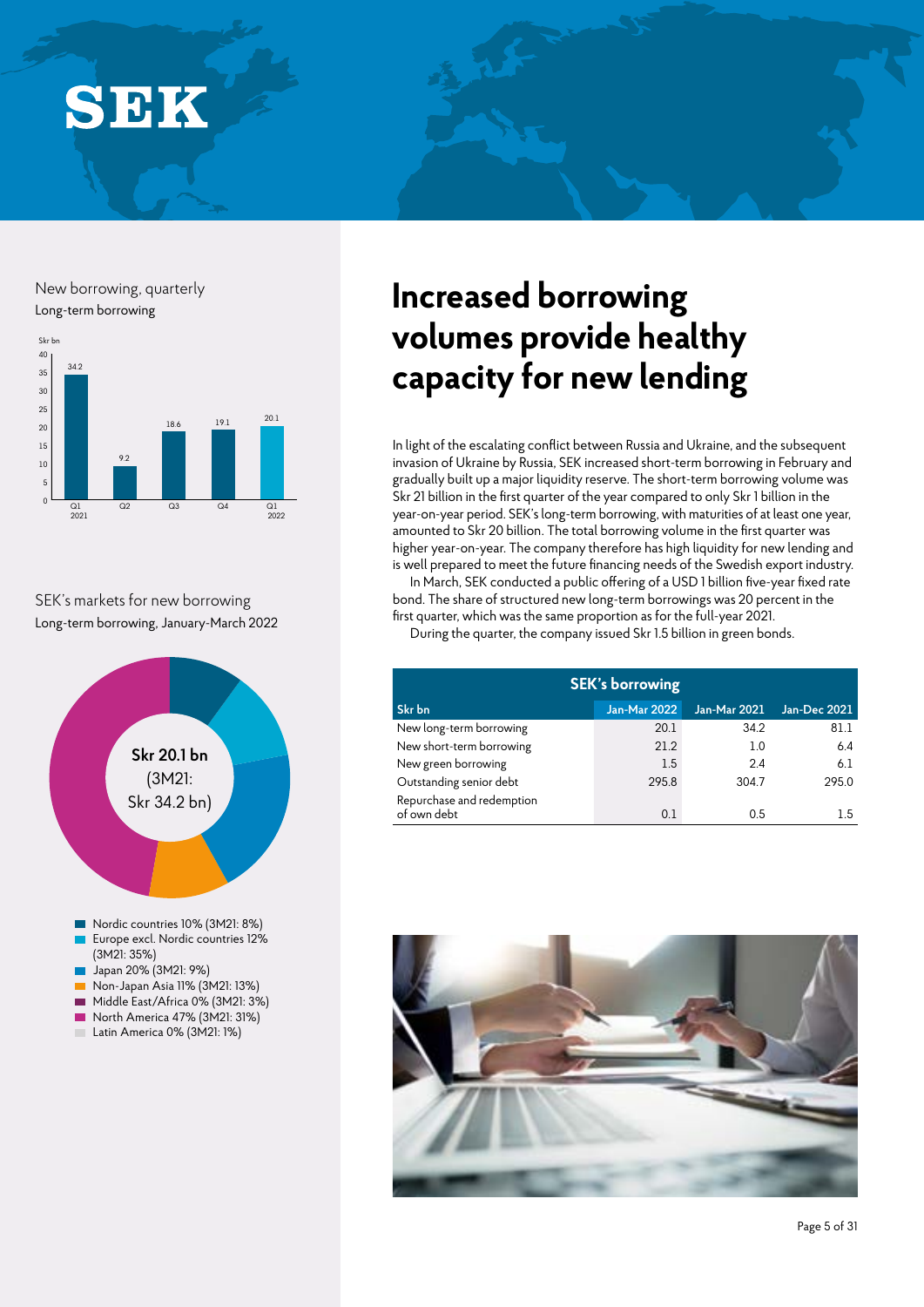# Increased borrowing volumes provide healthy capacity for new lending

In light of the escalating conflict between Russia and Ukraine, and the subsequent invasion of Ukraine by Russia, SEK increased short-term borrowing in February and gradually built up a major liquidity reserve. The short-term borrowing volume was Skr 21 billion in the first quarter of the year compared to only Skr 1 billion in the year-on-year period. SEK's long-term borrowing, with maturities of at least one year, amounted to Skr 20 billion. The total borrowing volume in the first quarter was higher year-on-year. The company therefore has high liquidity for new lending and is well prepared to meet the future financing needs of the Swedish export industry.

In March, SEK conducted a public offering of a USD 1 billion five-year fixed rate bond. The share of structured new long-term borrowings was 20 percent in the first quarter, which was the same proportion as for the full-year 2021.

During the quarter, the company issued Skr 1.5 billion in green bonds.

**SEK's borrowing**

| Skr bn | Jan-Mar 2022 | Jan-Mar 2021 | Jan-Dec 2021 |
|---|---|---|---|
| New long-term borrowing | 20.1 | 34.2 | 81.1 |
| New short-term borrowing | 21.2 | 1.0 | 6.4 |
| New green borrowing | 1.5 | 2.4 | 6.1 |
| Outstanding senior debt | 295.8 | 304.7 | 295.0 |
| Repurchase and redemption of own debt | 0.1 | 0.5 | 1.5 |

**New borrowing, quarterly**
Long-term borrowing

| Skr bn | Q1 2021 | Q2 | Q3 | Q4 | Q1 2022 |
|---|---|---|---|---|---|
| Long-term borrowing | 34.2 | 9.2 | 18.6 | 19.1 | 20.1 |

**SEK's markets for new borrowing**
Long-term borrowing, January-March 2022

Skr 20.1 bn (3M21: Skr 34.2 bn)

- Nordic countries 10% (3M21: 8%)
- Europe excl. Nordic countries 12% (3M21: 35%)
- Japan 20% (3M21: 9%)
- Non-Japan Asia 11% (3M21: 13%)
- Middle East/Africa 0% (3M21: 3%)
- North America 47% (3M21: 31%)
- Latin America 0% (3M21: 1%)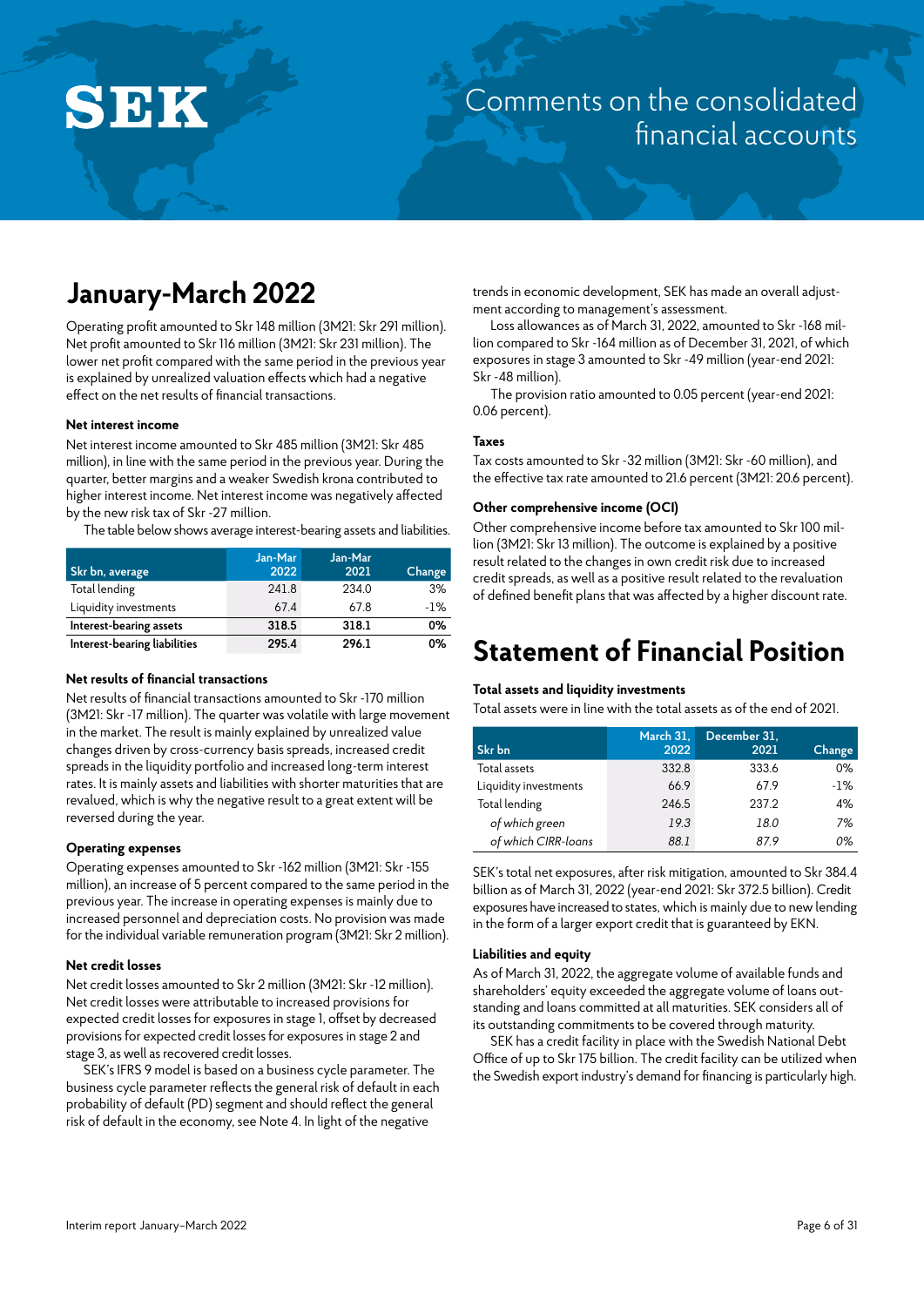# Comments on the consolidated financial accounts

## January-March 2022

Operating profit amounted to Skr 148 million (3M21: Skr 291 million). Net profit amounted to Skr 116 million (3M21: Skr 231 million). The lower net profit compared with the same period in the previous year is explained by unrealized valuation effects which had a negative effect on the net results of financial transactions.

#### Net interest income

Net interest income amounted to Skr 485 million (3M21: Skr 485 million), in line with the same period in the previous year. During the quarter, better margins and a weaker Swedish krona contributed to higher interest income. Net interest income was negatively affected by the new risk tax of Skr -27 million.

The table below shows average interest-bearing assets and liabilities.

| Skr bn, average | Jan-Mar 2022 | Jan-Mar 2021 | Change |
|---|---|---|---|
| Total lending | 241.8 | 234.0 | 3% |
| Liquidity investments | 67.4 | 67.8 | -1% |
| **Interest-bearing assets** | **318.5** | **318.1** | **0%** |
| **Interest-bearing liabilities** | **295.4** | **296.1** | **0%** |

#### Net results of financial transactions

Net results of financial transactions amounted to Skr -170 million (3M21: Skr -17 million). The quarter was volatile with large movement in the market. The result is mainly explained by unrealized value changes driven by cross-currency basis spreads, increased credit spreads in the liquidity portfolio and increased long-term interest rates. It is mainly assets and liabilities with shorter maturities that are revalued, which is why the negative result to a great extent will be reversed during the year.

#### Operating expenses

Operating expenses amounted to Skr -162 million (3M21: Skr -155 million), an increase of 5 percent compared to the same period in the previous year. The increase in operating expenses is mainly due to increased personnel and depreciation costs. No provision was made for the individual variable remuneration program (3M21: Skr 2 million).

#### Net credit losses

Net credit losses amounted to Skr 2 million (3M21: Skr -12 million). Net credit losses were attributable to increased provisions for expected credit losses for exposures in stage 1, offset by decreased provisions for expected credit losses for exposures in stage 2 and stage 3, as well as recovered credit losses.

SEK's IFRS 9 model is based on a business cycle parameter. The business cycle parameter reflects the general risk of default in each probability of default (PD) segment and should reflect the general risk of default in the economy, see Note 4. In light of the negative trends in economic development, SEK has made an overall adjustment according to management's assessment.

Loss allowances as of March 31, 2022, amounted to Skr -168 million compared to Skr -164 million as of December 31, 2021, of which exposures in stage 3 amounted to Skr -49 million (year-end 2021: Skr -48 million).

The provision ratio amounted to 0.05 percent (year-end 2021: 0.06 percent).

#### Taxes

Tax costs amounted to Skr -32 million (3M21: Skr -60 million), and the effective tax rate amounted to 21.6 percent (3M21: 20.6 percent).

#### Other comprehensive income (OCI)

Other comprehensive income before tax amounted to Skr 100 million (3M21: Skr 13 million). The outcome is explained by a positive result related to the changes in own credit risk due to increased credit spreads, as well as a positive result related to the revaluation of defined benefit plans that was affected by a higher discount rate.

## Statement of Financial Position

#### Total assets and liquidity investments

Total assets were in line with the total assets as of the end of 2021.

| Skr bn | March 31, 2022 | December 31, 2021 | Change |
|---|---|---|---|
| Total assets | 332.8 | 333.6 | 0% |
| Liquidity investments | 66.9 | 67.9 | -1% |
| Total lending | 246.5 | 237.2 | 4% |
| *of which green* | *19.3* | *18.0* | *7%* |
| *of which CIRR-loans* | *88.1* | *87.9* | *0%* |

SEK's total net exposures, after risk mitigation, amounted to Skr 384.4 billion as of March 31, 2022 (year-end 2021: Skr 372.5 billion). Credit exposures have increased to states, which is mainly due to new lending in the form of a larger export credit that is guaranteed by EKN.

#### Liabilities and equity

As of March 31, 2022, the aggregate volume of available funds and shareholders' equity exceeded the aggregate volume of loans outstanding and loans committed at all maturities. SEK considers all of its outstanding commitments to be covered through maturity.

SEK has a credit facility in place with the Swedish National Debt Office of up to Skr 175 billion. The credit facility can be utilized when the Swedish export industry's demand for financing is particularly high.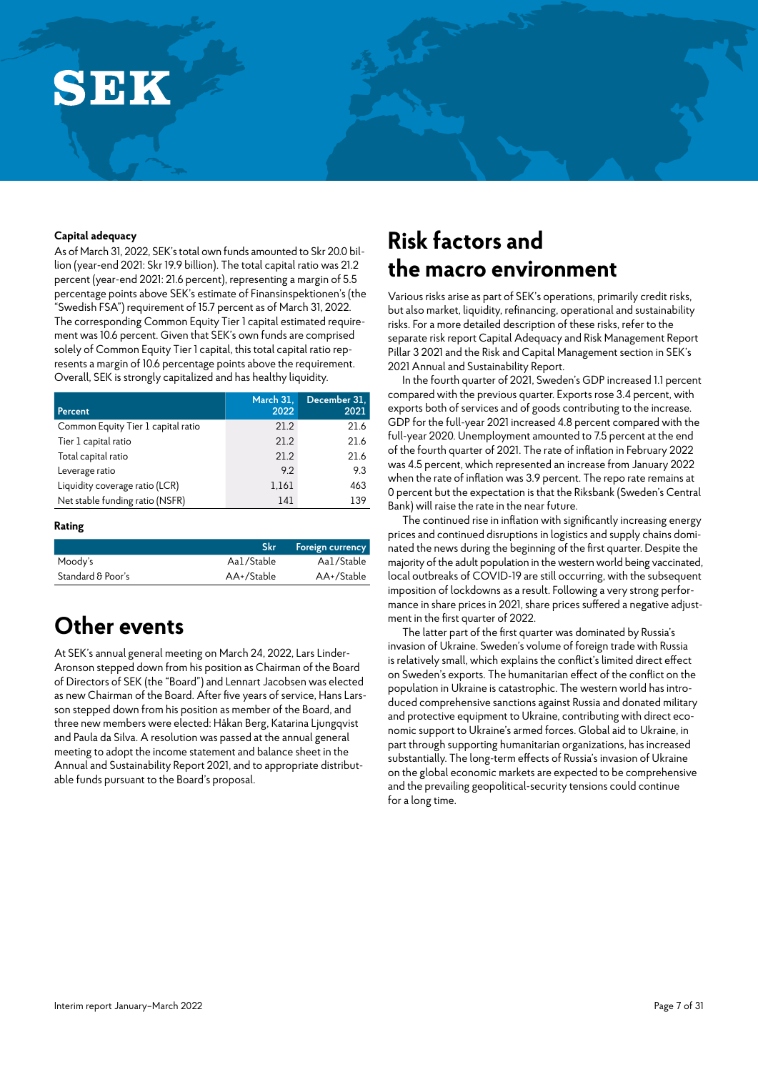### Capital adequacy

As of March 31, 2022, SEK's total own funds amounted to Skr 20.0 billion (year-end 2021: Skr 19.9 billion). The total capital ratio was 21.2 percent (year-end 2021: 21.6 percent), representing a margin of 5.5 percentage points above SEK's estimate of Finansinspektionen's (the "Swedish FSA") requirement of 15.7 percent as of March 31, 2022. The corresponding Common Equity Tier 1 capital estimated requirement was 10.6 percent. Given that SEK's own funds are comprised solely of Common Equity Tier 1 capital, this total capital ratio represents a margin of 10.6 percentage points above the requirement. Overall, SEK is strongly capitalized and has healthy liquidity.

| Percent | March 31, 2022 | December 31, 2021 |
|---|---|---|
| Common Equity Tier 1 capital ratio | 21.2 | 21.6 |
| Tier 1 capital ratio | 21.2 | 21.6 |
| Total capital ratio | 21.2 | 21.6 |
| Leverage ratio | 9.2 | 9.3 |
| Liquidity coverage ratio (LCR) | 1,161 | 463 |
| Net stable funding ratio (NSFR) | 141 | 139 |

### Rating

| | Skr | Foreign currency |
|---|---|---|
| Moody's | Aa1/Stable | Aa1/Stable |
| Standard & Poor's | AA+/Stable | AA+/Stable |

## Other events

At SEK's annual general meeting on March 24, 2022, Lars Linder-Aronson stepped down from his position as Chairman of the Board of Directors of SEK (the "Board") and Lennart Jacobsen was elected as new Chairman of the Board. After five years of service, Hans Larsson stepped down from his position as member of the Board, and three new members were elected: Håkan Berg, Katarina Ljungqvist and Paula da Silva. A resolution was passed at the annual general meeting to adopt the income statement and balance sheet in the Annual and Sustainability Report 2021, and to appropriate distributable funds pursuant to the Board's proposal.

## Risk factors and the macro environment

Various risks arise as part of SEK's operations, primarily credit risks, but also market, liquidity, refinancing, operational and sustainability risks. For a more detailed description of these risks, refer to the separate risk report Capital Adequacy and Risk Management Report Pillar 3 2021 and the Risk and Capital Management section in SEK's 2021 Annual and Sustainability Report.

In the fourth quarter of 2021, Sweden's GDP increased 1.1 percent compared with the previous quarter. Exports rose 3.4 percent, with exports both of services and of goods contributing to the increase. GDP for the full-year 2021 increased 4.8 percent compared with the full-year 2020. Unemployment amounted to 7.5 percent at the end of the fourth quarter of 2021. The rate of inflation in February 2022 was 4.5 percent, which represented an increase from January 2022 when the rate of inflation was 3.9 percent. The repo rate remains at 0 percent but the expectation is that the Riksbank (Sweden's Central Bank) will raise the rate in the near future.

The continued rise in inflation with significantly increasing energy prices and continued disruptions in logistics and supply chains dominated the news during the beginning of the first quarter. Despite the majority of the adult population in the western world being vaccinated, local outbreaks of COVID-19 are still occurring, with the subsequent imposition of lockdowns as a result. Following a very strong performance in share prices in 2021, share prices suffered a negative adjustment in the first quarter of 2022.

The latter part of the first quarter was dominated by Russia's invasion of Ukraine. Sweden's volume of foreign trade with Russia is relatively small, which explains the conflict's limited direct effect on Sweden's exports. The humanitarian effect of the conflict on the population in Ukraine is catastrophic. The western world has introduced comprehensive sanctions against Russia and donated military and protective equipment to Ukraine, contributing with direct economic support to Ukraine's armed forces. Global aid to Ukraine, in part through supporting humanitarian organizations, has increased substantially. The long-term effects of Russia's invasion of Ukraine on the global economic markets are expected to be comprehensive and the prevailing geopolitical-security tensions could continue for a long time.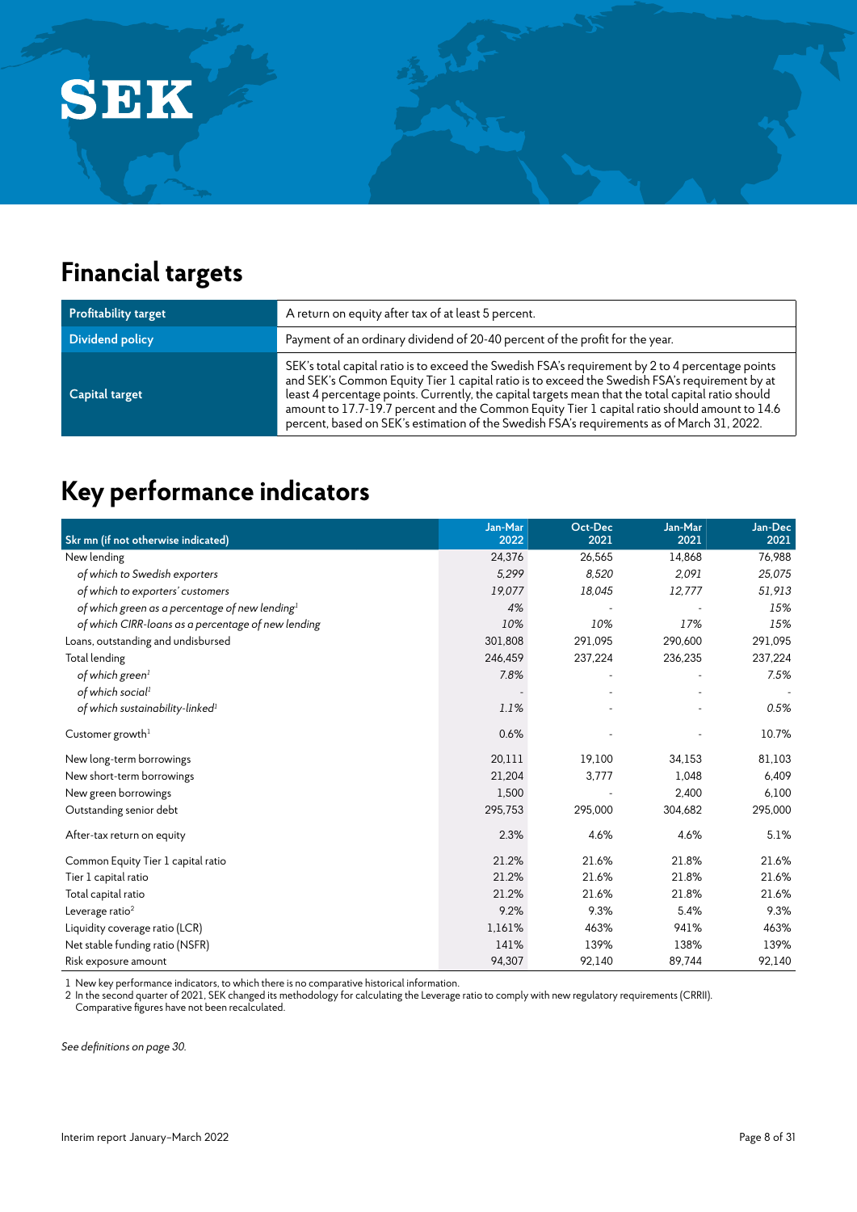SEK

## Financial targets

| | |
|---|---|
| **Profitability target** | A return on equity after tax of at least 5 percent. |
| **Dividend policy** | Payment of an ordinary dividend of 20-40 percent of the profit for the year. |
| **Capital target** | SEK's total capital ratio is to exceed the Swedish FSA's requirement by 2 to 4 percentage points and SEK's Common Equity Tier 1 capital ratio is to exceed the Swedish FSA's requirement by at least 4 percentage points. Currently, the capital targets mean that the total capital ratio should amount to 17.7-19.7 percent and the Common Equity Tier 1 capital ratio should amount to 14.6 percent, based on SEK's estimation of the Swedish FSA's requirements as of March 31, 2022. |

## Key performance indicators

| Skr mn (if not otherwise indicated) | Jan-Mar 2022 | Oct-Dec 2021 | Jan-Mar 2021 | Jan-Dec 2021 |
|---|---|---|---|---|
| New lending | 24,376 | 26,565 | 14,868 | 76,988 |
| *of which to Swedish exporters* | *5,299* | *8,520* | *2,091* | *25,075* |
| *of which to exporters' customers* | *19,077* | *18,045* | *12,777* | *51,913* |
| *of which green as a percentage of new lending*[1] | *4%* | - | - | *15%* |
| *of which CIRR-loans as a percentage of new lending* | *10%* | *10%* | *17%* | *15%* |
| Loans, outstanding and undisbursed | 301,808 | 291,095 | 290,600 | 291,095 |
| Total lending | 246,459 | 237,224 | 236,235 | 237,224 |
| *of which green*[1] | *7.8%* | - | - | *7.5%* |
| *of which social*[1] | - | - | - | - |
| *of which sustainability-linked*[1] | *1.1%* | - | - | *0.5%* |
| Customer growth[1] | 0.6% | - | - | 10.7% |
| New long-term borrowings | 20,111 | 19,100 | 34,153 | 81,103 |
| New short-term borrowings | 21,204 | 3,777 | 1,048 | 6,409 |
| New green borrowings | 1,500 | - | 2,400 | 6,100 |
| Outstanding senior debt | 295,753 | 295,000 | 304,682 | 295,000 |
| After-tax return on equity | 2.3% | 4.6% | 4.6% | 5.1% |
| Common Equity Tier 1 capital ratio | 21.2% | 21.6% | 21.8% | 21.6% |
| Tier 1 capital ratio | 21.2% | 21.6% | 21.8% | 21.6% |
| Total capital ratio | 21.2% | 21.6% | 21.8% | 21.6% |
| Leverage ratio[2] | 9.2% | 9.3% | 5.4% | 9.3% |
| Liquidity coverage ratio (LCR) | 1,161% | 463% | 941% | 463% |
| Net stable funding ratio (NSFR) | 141% | 139% | 138% | 139% |
| Risk exposure amount | 94,307 | 92,140 | 89,744 | 92,140 |

1 New key performance indicators, to which there is no comparative historical information.
2 In the second quarter of 2021, SEK changed its methodology for calculating the Leverage ratio to comply with new regulatory requirements (CRRII). Comparative figures have not been recalculated.

*See definitions on page 30.*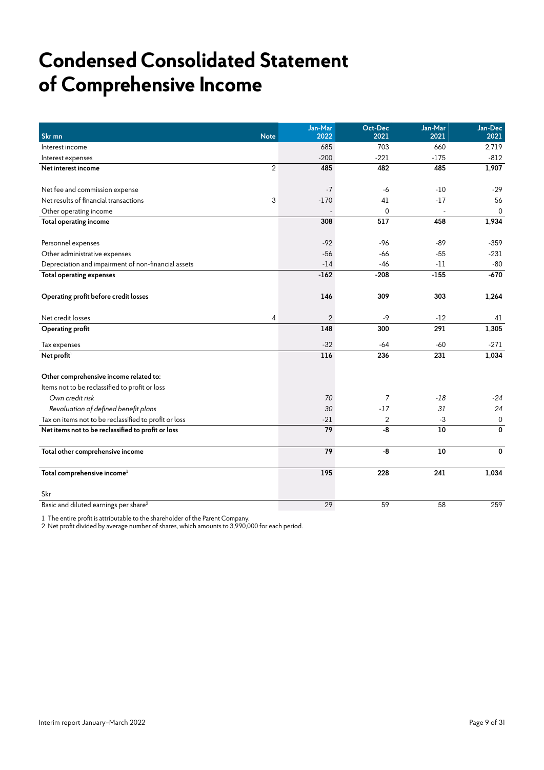# Condensed Consolidated Statement of Comprehensive Income

| Skr mn | Note | Jan-Mar 2022 | Oct-Dec 2021 | Jan-Mar 2021 | Jan-Dec 2021 |
|---|---|---|---|---|---|
| Interest income | | 685 | 703 | 660 | 2,719 |
| Interest expenses | | -200 | -221 | -175 | -812 |
| **Net interest income** | 2 | **485** | **482** | **485** | **1,907** |
| | | | | | |
| Net fee and commission expense | | -7 | -6 | -10 | -29 |
| Net results of financial transactions | 3 | -170 | 41 | -17 | 56 |
| Other operating income | | - | 0 | - | 0 |
| **Total operating income** | | **308** | **517** | **458** | **1,934** |
| | | | | | |
| Personnel expenses | | -92 | -96 | -89 | -359 |
| Other administrative expenses | | -56 | -66 | -55 | -231 |
| Depreciation and impairment of non-financial assets | | -14 | -46 | -11 | -80 |
| **Total operating expenses** | | **-162** | **-208** | **-155** | **-670** |
| | | | | | |
| **Operating profit before credit losses** | | **146** | **309** | **303** | **1,264** |
| | | | | | |
| Net credit losses | 4 | 2 | -9 | -12 | 41 |
| **Operating profit** | | **148** | **300** | **291** | **1,305** |
| | | | | | |
| Tax expenses | | -32 | -64 | -60 | -271 |
| **Net profit**[1] | | **116** | **236** | **231** | **1,034** |
| | | | | | |
| **Other comprehensive income related to:** | | | | | |
| Items not to be reclassified to profit or loss | | | | | |
| *Own credit risk* | | *70* | *7* | *-18* | *-24* |
| *Revaluation of defined benefit plans* | | *30* | *-17* | *31* | *24* |
| Tax on items not to be reclassified to profit or loss | | -21 | 2 | -3 | 0 |
| **Net items not to be reclassified to profit or loss** | | **79** | **-8** | **10** | **0** |
| | | | | | |
| **Total other comprehensive income** | | **79** | **-8** | **10** | **0** |
| | | | | | |
| **Total comprehensive income**[1] | | **195** | **228** | **241** | **1,034** |
| | | | | | |
| Skr | | | | | |
| Basic and diluted earnings per share[2] | | 29 | 59 | 58 | 259 |

1 The entire profit is attributable to the shareholder of the Parent Company.
2 Net profit divided by average number of shares, which amounts to 3,990,000 for each period.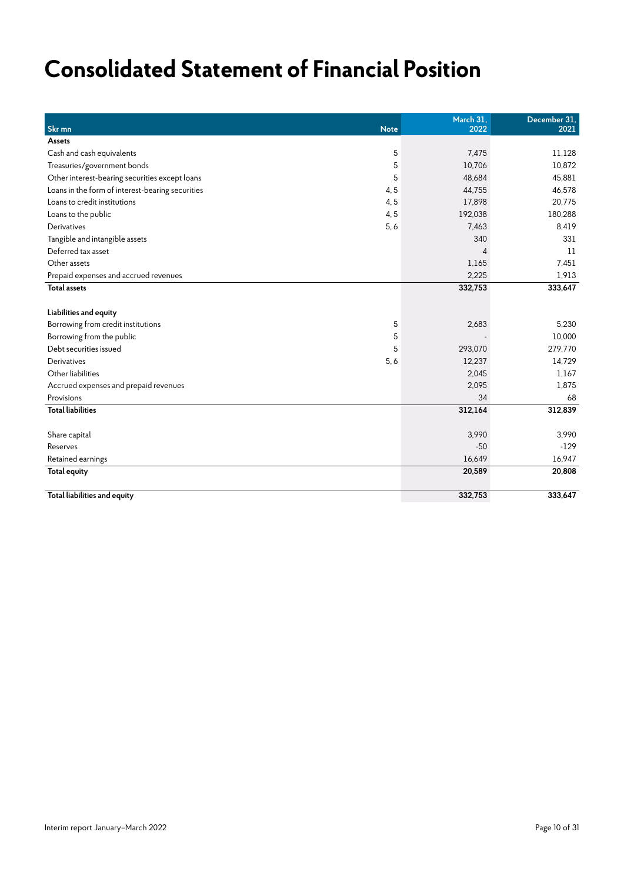# Consolidated Statement of Financial Position

| Skr mn | Note | March 31, 2022 | December 31, 2021 |
|---|---|---|---|
| **Assets** | | | |
| Cash and cash equivalents | 5 | 7,475 | 11,128 |
| Treasuries/government bonds | 5 | 10,706 | 10,872 |
| Other interest-bearing securities except loans | 5 | 48,684 | 45,881 |
| Loans in the form of interest-bearing securities | 4, 5 | 44,755 | 46,578 |
| Loans to credit institutions | 4, 5 | 17,898 | 20,775 |
| Loans to the public | 4, 5 | 192,038 | 180,288 |
| Derivatives | 5, 6 | 7,463 | 8,419 |
| Tangible and intangible assets | | 340 | 331 |
| Deferred tax asset | | 4 | 11 |
| Other assets | | 1,165 | 7,451 |
| Prepaid expenses and accrued revenues | | 2,225 | 1,913 |
| **Total assets** | | **332,753** | **333,647** |
| | | | |
| **Liabilities and equity** | | | |
| Borrowing from credit institutions | 5 | 2,683 | 5,230 |
| Borrowing from the public | 5 | - | 10,000 |
| Debt securities issued | 5 | 293,070 | 279,770 |
| Derivatives | 5, 6 | 12,237 | 14,729 |
| Other liabilities | | 2,045 | 1,167 |
| Accrued expenses and prepaid revenues | | 2,095 | 1,875 |
| Provisions | | 34 | 68 |
| **Total liabilities** | | **312,164** | **312,839** |
| | | | |
| Share capital | | 3,990 | 3,990 |
| Reserves | | -50 | -129 |
| Retained earnings | | 16,649 | 16,947 |
| **Total equity** | | **20,589** | **20,808** |
| | | | |
| **Total liabilities and equity** | | **332,753** | **333,647** |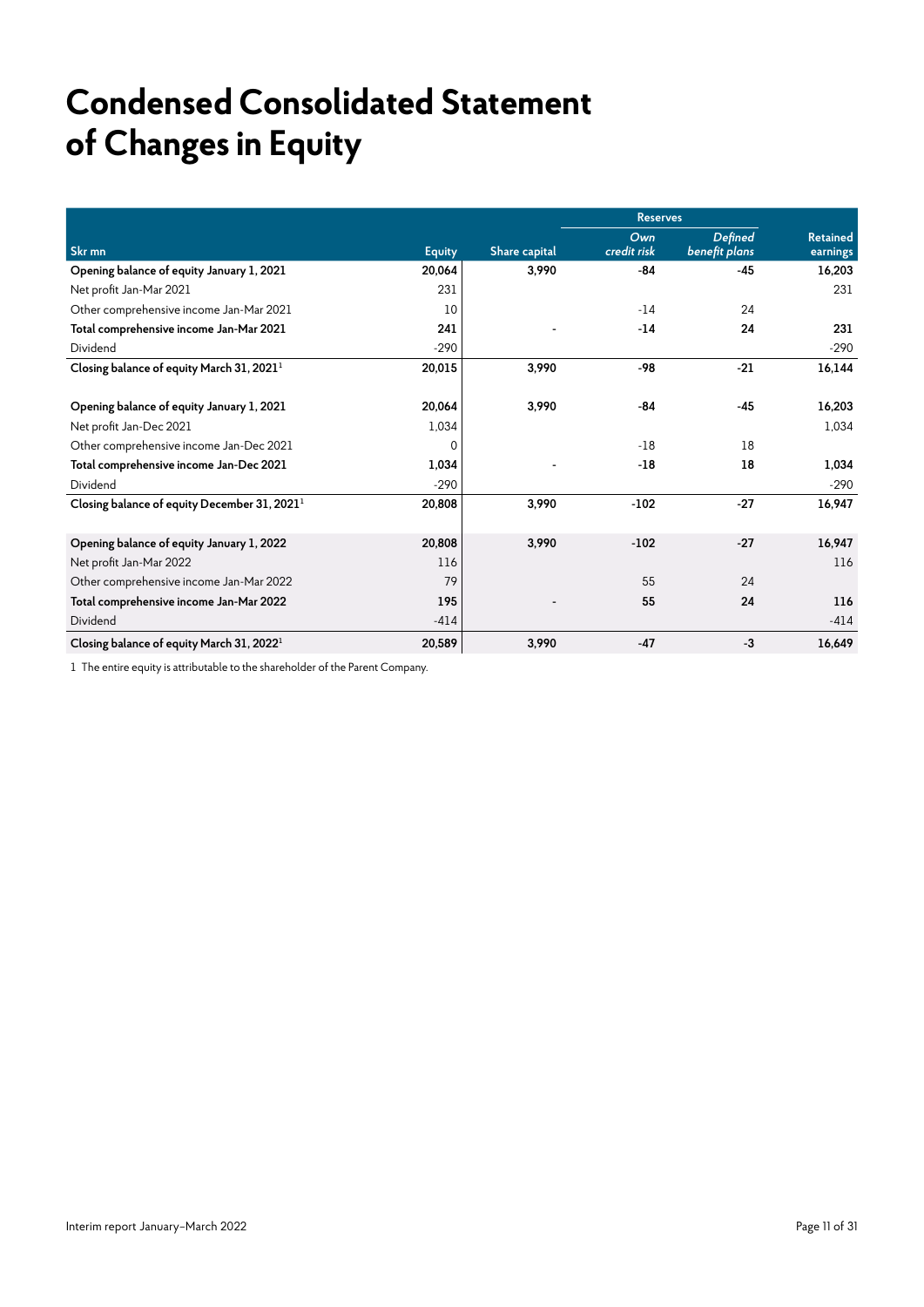# Condensed Consolidated Statement of Changes in Equity

| | | | Reserves | | |
|---|---|---|---|---|---|
| Skr mn | Equity | Share capital | *Own credit risk* | *Defined benefit plans* | Retained earnings |
| **Opening balance of equity January 1, 2021** | **20,064** | **3,990** | **-84** | **-45** | **16,203** |
| Net profit Jan-Mar 2021 | 231 | | | | 231 |
| Other comprehensive income Jan-Mar 2021 | 10 | | -14 | 24 | |
| **Total comprehensive income Jan-Mar 2021** | **241** | **-** | **-14** | **24** | **231** |
| Dividend | -290 | | | | -290 |
| **Closing balance of equity March 31, 2021[1]** | **20,015** | **3,990** | **-98** | **-21** | **16,144** |
| | | | | | |
| **Opening balance of equity January 1, 2021** | **20,064** | **3,990** | **-84** | **-45** | **16,203** |
| Net profit Jan-Dec 2021 | 1,034 | | | | 1,034 |
| Other comprehensive income Jan-Dec 2021 | 0 | | -18 | 18 | |
| **Total comprehensive income Jan-Dec 2021** | **1,034** | **-** | **-18** | **18** | **1,034** |
| Dividend | -290 | | | | -290 |
| **Closing balance of equity December 31, 2021[1]** | **20,808** | **3,990** | **-102** | **-27** | **16,947** |
| | | | | | |
| **Opening balance of equity January 1, 2022** | **20,808** | **3,990** | **-102** | **-27** | **16,947** |
| Net profit Jan-Mar 2022 | 116 | | | | 116 |
| Other comprehensive income Jan-Mar 2022 | 79 | | 55 | 24 | |
| **Total comprehensive income Jan-Mar 2022** | **195** | **-** | **55** | **24** | **116** |
| Dividend | -414 | | | | -414 |
| **Closing balance of equity March 31, 2022[1]** | **20,589** | **3,990** | **-47** | **-3** | **16,649** |

1 The entire equity is attributable to the shareholder of the Parent Company.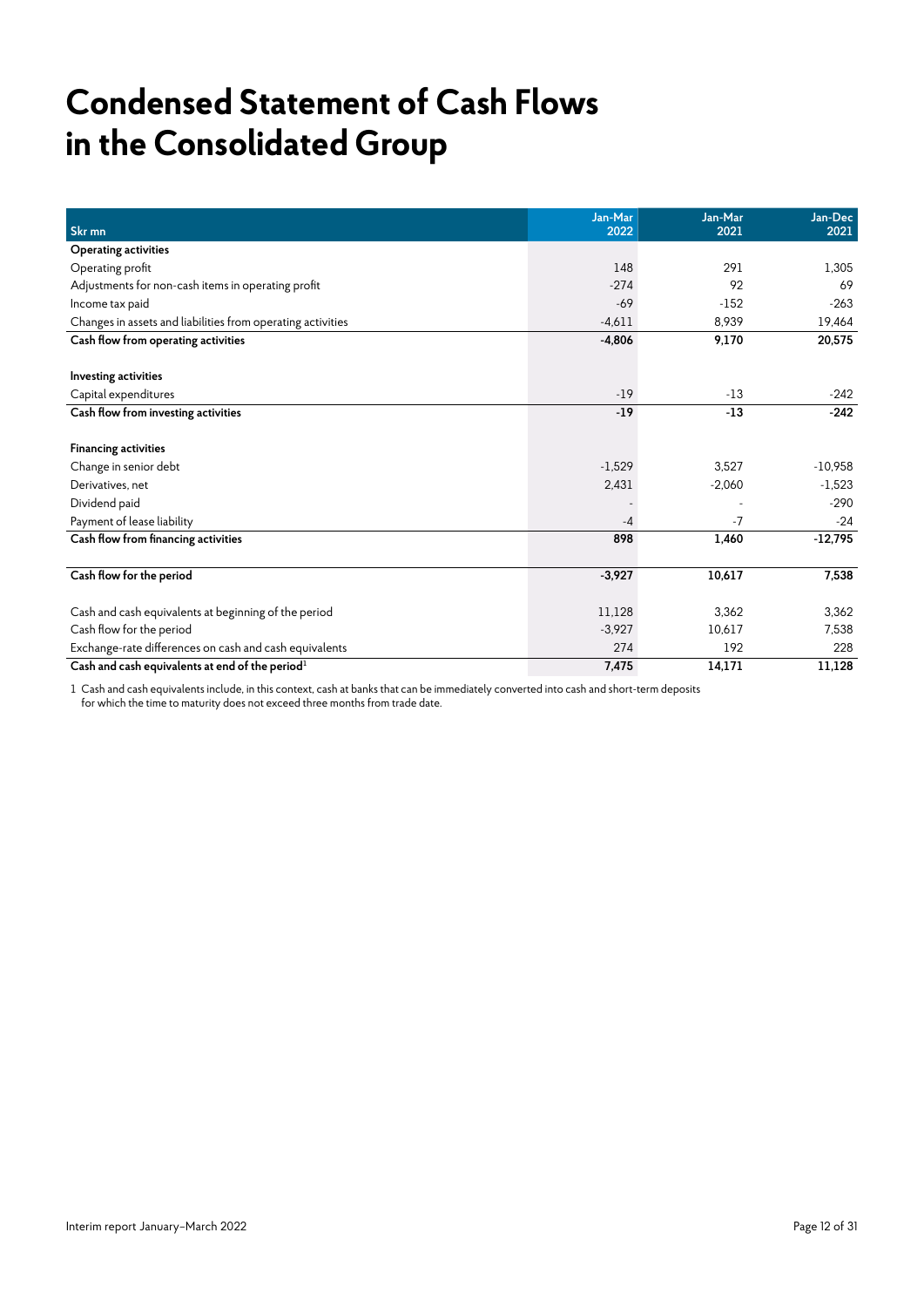# Condensed Statement of Cash Flows in the Consolidated Group

| Skr mn | Jan-Mar 2022 | Jan-Mar 2021 | Jan-Dec 2021 |
|---|---|---|---|
| **Operating activities** | | | |
| Operating profit | 148 | 291 | 1,305 |
| Adjustments for non-cash items in operating profit | -274 | 92 | 69 |
| Income tax paid | -69 | -152 | -263 |
| Changes in assets and liabilities from operating activities | -4,611 | 8,939 | 19,464 |
| **Cash flow from operating activities** | **-4,806** | **9,170** | **20,575** |
| | | | |
| **Investing activities** | | | |
| Capital expenditures | -19 | -13 | -242 |
| **Cash flow from investing activities** | **-19** | **-13** | **-242** |
| | | | |
| **Financing activities** | | | |
| Change in senior debt | -1,529 | 3,527 | -10,958 |
| Derivatives, net | 2,431 | -2,060 | -1,523 |
| Dividend paid | - | - | -290 |
| Payment of lease liability | -4 | -7 | -24 |
| **Cash flow from financing activities** | **898** | **1,460** | **-12,795** |
| | | | |
| **Cash flow for the period** | **-3,927** | **10,617** | **7,538** |
| | | | |
| Cash and cash equivalents at beginning of the period | 11,128 | 3,362 | 3,362 |
| Cash flow for the period | -3,927 | 10,617 | 7,538 |
| Exchange-rate differences on cash and cash equivalents | 274 | 192 | 228 |
| **Cash and cash equivalents at end of the period**[1] | **7,475** | **14,171** | **11,128** |

1 Cash and cash equivalents include, in this context, cash at banks that can be immediately converted into cash and short-term deposits for which the time to maturity does not exceed three months from trade date.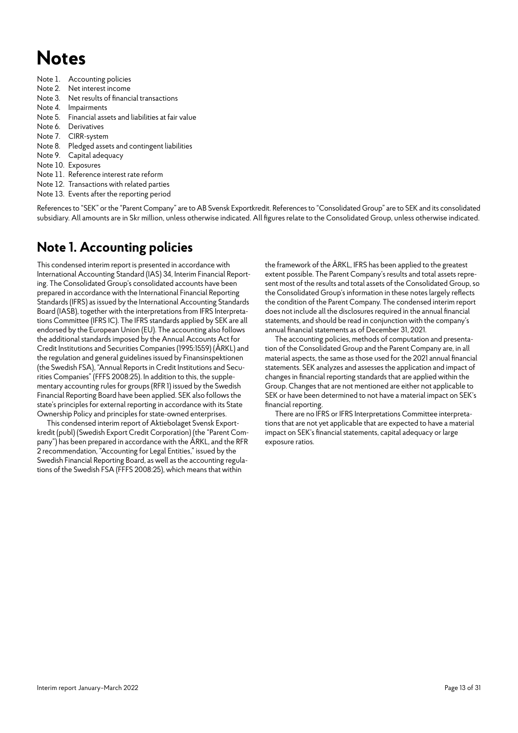# Notes

- Note 1. Accounting policies
- Note 2. Net interest income
- Note 3. Net results of financial transactions
- Note 4. Impairments
- Note 5. Financial assets and liabilities at fair value
- Note 6. Derivatives
- Note 7. CIRR-system
- Note 8. Pledged assets and contingent liabilities
- Note 9. Capital adequacy
- Note 10. Exposures
- Note 11. Reference interest rate reform
- Note 12. Transactions with related parties
- Note 13. Events after the reporting period

References to "SEK" or the "Parent Company" are to AB Svensk Exportkredit. References to "Consolidated Group" are to SEK and its consolidated subsidiary. All amounts are in Skr million, unless otherwise indicated. All figures relate to the Consolidated Group, unless otherwise indicated.

## Note 1. Accounting policies

This condensed interim report is presented in accordance with International Accounting Standard (IAS) 34, Interim Financial Reporting. The Consolidated Group's consolidated accounts have been prepared in accordance with the International Financial Reporting Standards (IFRS) as issued by the International Accounting Standards Board (IASB), together with the interpretations from IFRS Interpretations Committee (IFRS IC). The IFRS standards applied by SEK are all endorsed by the European Union (EU). The accounting also follows the additional standards imposed by the Annual Accounts Act for Credit Institutions and Securities Companies (1995:1559) (ÅRKL) and the regulation and general guidelines issued by Finansinspektionen (the Swedish FSA), "Annual Reports in Credit Institutions and Securities Companies" (FFFS 2008:25). In addition to this, the supplementary accounting rules for groups (RFR 1) issued by the Swedish Financial Reporting Board have been applied. SEK also follows the state's principles for external reporting in accordance with its State Ownership Policy and principles for state-owned enterprises.

This condensed interim report of Aktiebolaget Svensk Exportkredit (publ) (Swedish Export Credit Corporation) (the "Parent Company") has been prepared in accordance with the ÅRKL, and the RFR 2 recommendation, "Accounting for Legal Entities," issued by the Swedish Financial Reporting Board, as well as the accounting regulations of the Swedish FSA (FFFS 2008:25), which means that within the framework of the ÅRKL, IFRS has been applied to the greatest extent possible. The Parent Company's results and total assets represent most of the results and total assets of the Consolidated Group, so the Consolidated Group's information in these notes largely reflects the condition of the Parent Company. The condensed interim report does not include all the disclosures required in the annual financial statements, and should be read in conjunction with the company's annual financial statements as of December 31, 2021.

The accounting policies, methods of computation and presentation of the Consolidated Group and the Parent Company are, in all material aspects, the same as those used for the 2021 annual financial statements. SEK analyzes and assesses the application and impact of changes in financial reporting standards that are applied within the Group. Changes that are not mentioned are either not applicable to SEK or have been determined to not have a material impact on SEK's financial reporting.

There are no IFRS or IFRS Interpretations Committee interpretations that are not yet applicable that are expected to have a material impact on SEK's financial statements, capital adequacy or large exposure ratios.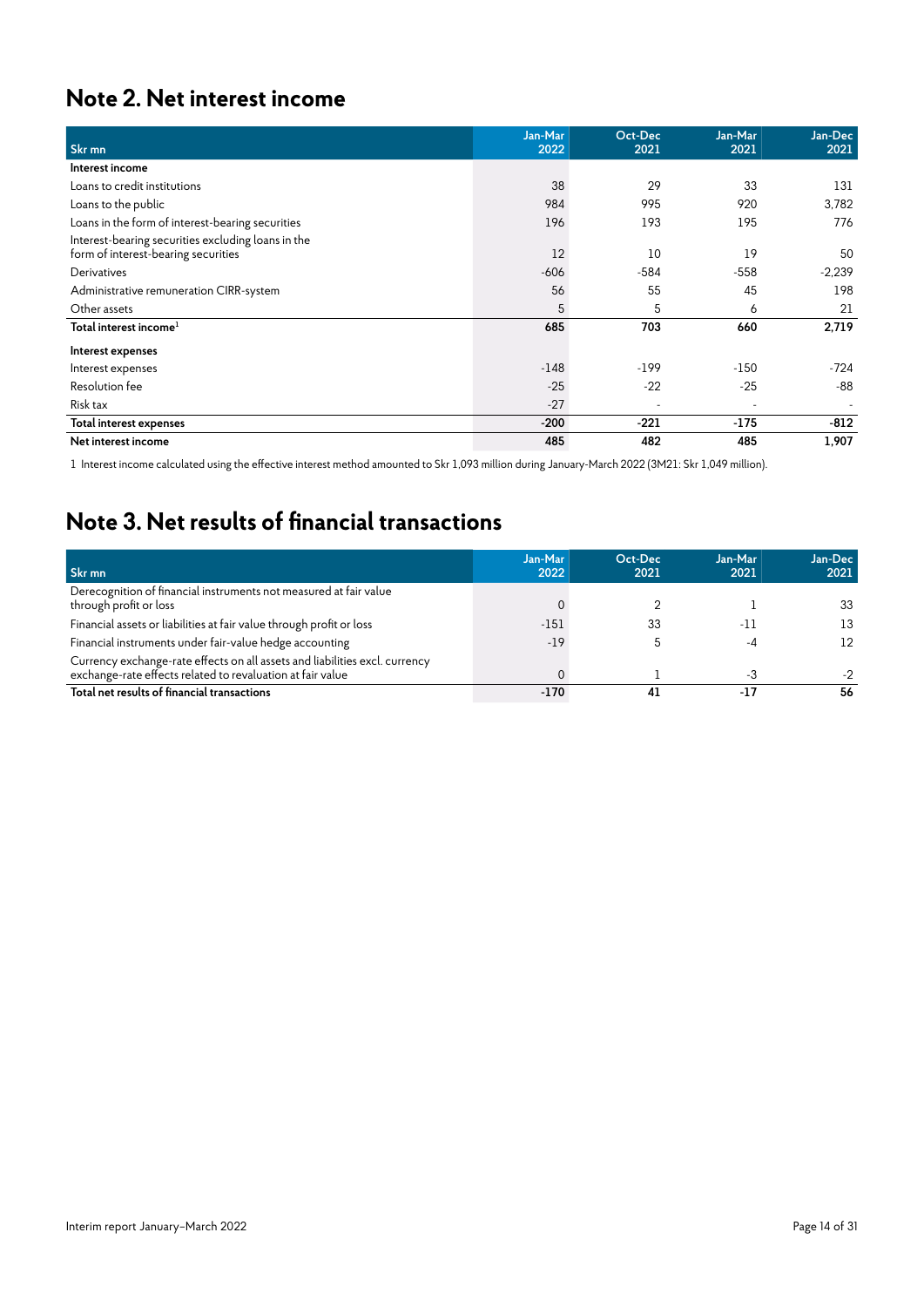## Note 2. Net interest income

| Skr mn | Jan-Mar 2022 | Oct-Dec 2021 | Jan-Mar 2021 | Jan-Dec 2021 |
|---|---|---|---|---|
| **Interest income** | | | | |
| Loans to credit institutions | 38 | 29 | 33 | 131 |
| Loans to the public | 984 | 995 | 920 | 3,782 |
| Loans in the form of interest-bearing securities | 196 | 193 | 195 | 776 |
| Interest-bearing securities excluding loans in the form of interest-bearing securities | 12 | 10 | 19 | 50 |
| Derivatives | -606 | -584 | -558 | -2,239 |
| Administrative remuneration CIRR-system | 56 | 55 | 45 | 198 |
| Other assets | 5 | 5 | 6 | 21 |
| **Total interest income**[1] | **685** | **703** | **660** | **2,719** |
| **Interest expenses** | | | | |
| Interest expenses | -148 | -199 | -150 | -724 |
| Resolution fee | -25 | -22 | -25 | -88 |
| Risk tax | -27 | - | - | - |
| **Total interest expenses** | **-200** | **-221** | **-175** | **-812** |
| **Net interest income** | **485** | **482** | **485** | **1,907** |

1 Interest income calculated using the effective interest method amounted to Skr 1,093 million during January-March 2022 (3M21: Skr 1,049 million).

## Note 3. Net results of financial transactions

| Skr mn | Jan-Mar 2022 | Oct-Dec 2021 | Jan-Mar 2021 | Jan-Dec 2021 |
|---|---|---|---|---|
| Derecognition of financial instruments not measured at fair value through profit or loss | 0 | 2 | 1 | 33 |
| Financial assets or liabilities at fair value through profit or loss | -151 | 33 | -11 | 13 |
| Financial instruments under fair-value hedge accounting | -19 | 5 | -4 | 12 |
| Currency exchange-rate effects on all assets and liabilities excl. currency exchange-rate effects related to revaluation at fair value | 0 | 1 | -3 | -2 |
| **Total net results of financial transactions** | **-170** | **41** | **-17** | **56** |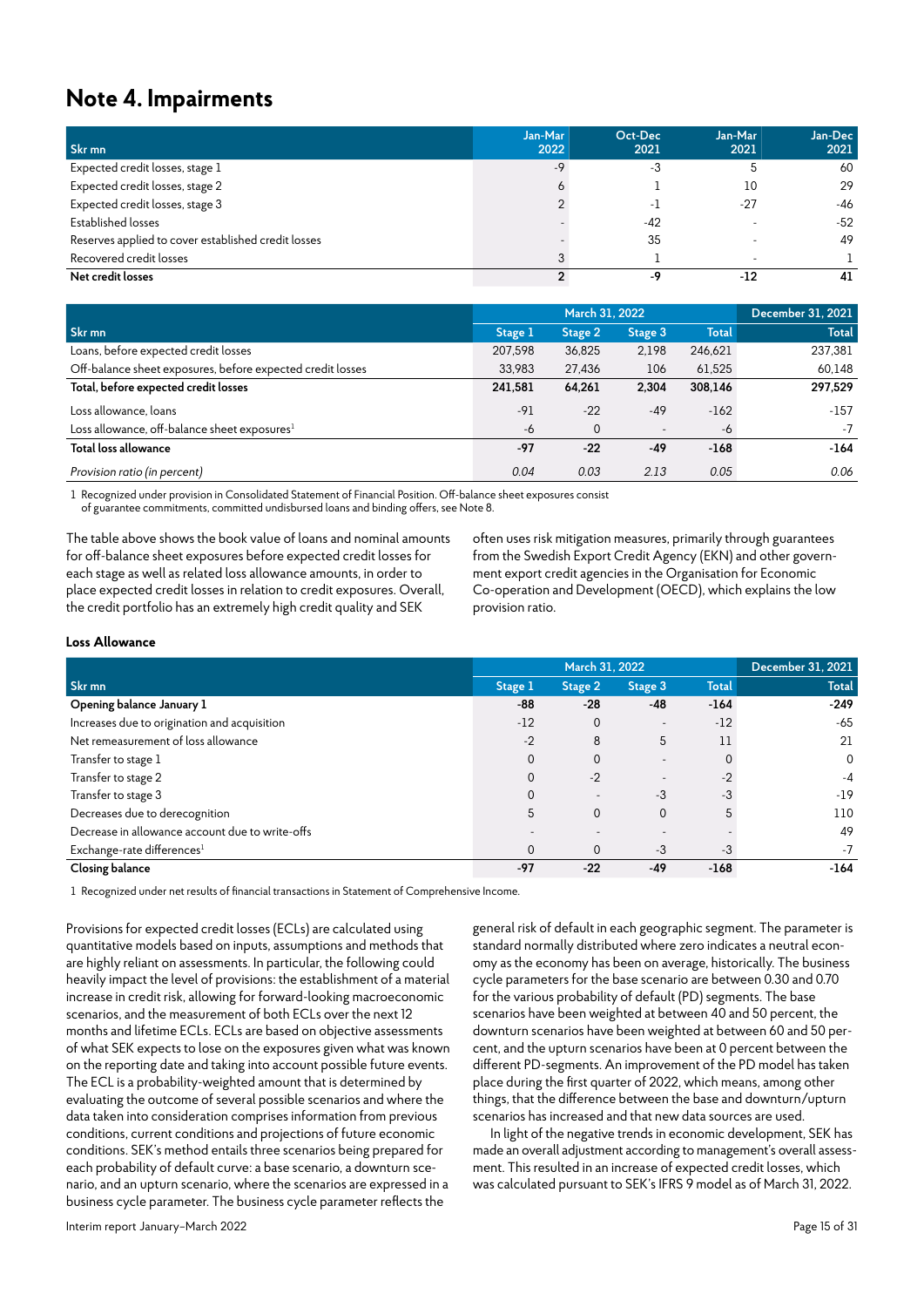# Note 4. Impairments

| Skr mn | Jan-Mar 2022 | Oct-Dec 2021 | Jan-Mar 2021 | Jan-Dec 2021 |
|---|---|---|---|---|
| Expected credit losses, stage 1 | -9 | -3 | 5 | 60 |
| Expected credit losses, stage 2 | 6 | 1 | 10 | 29 |
| Expected credit losses, stage 3 | 2 | -1 | -27 | -46 |
| Established losses | - | -42 | - | -52 |
| Reserves applied to cover established credit losses | - | 35 | - | 49 |
| Recovered credit losses | 3 | 1 | - | 1 |
| **Net credit losses** | **2** | **-9** | **-12** | **41** |

| | March 31, 2022 | | | | December 31, 2021 |
|---|---|---|---|---|---|
| Skr mn | Stage 1 | Stage 2 | Stage 3 | Total | Total |
| Loans, before expected credit losses | 207,598 | 36,825 | 2,198 | 246,621 | 237,381 |
| Off-balance sheet exposures, before expected credit losses | 33,983 | 27,436 | 106 | 61,525 | 60,148 |
| **Total, before expected credit losses** | **241,581** | **64,261** | **2,304** | **308,146** | **297,529** |
| Loss allowance, loans | -91 | -22 | -49 | -162 | -157 |
| Loss allowance, off-balance sheet exposures[1] | -6 | 0 | - | -6 | -7 |
| **Total loss allowance** | **-97** | **-22** | **-49** | **-168** | **-164** |
| *Provision ratio (in percent)* | *0.04* | *0.03* | *2.13* | *0.05* | *0.06* |

1 Recognized under provision in Consolidated Statement of Financial Position. Off-balance sheet exposures consist of guarantee commitments, committed undisbursed loans and binding offers, see Note 8.

The table above shows the book value of loans and nominal amounts for off-balance sheet exposures before expected credit losses for each stage as well as related loss allowance amounts, in order to place expected credit losses in relation to credit exposures. Overall, the credit portfolio has an extremely high credit quality and SEK often uses risk mitigation measures, primarily through guarantees from the Swedish Export Credit Agency (EKN) and other government export credit agencies in the Organisation for Economic Co-operation and Development (OECD), which explains the low provision ratio.

### Loss Allowance

| | March 31, 2022 | | | | December 31, 2021 |
|---|---|---|---|---|---|
| Skr mn | Stage 1 | Stage 2 | Stage 3 | Total | Total |
| **Opening balance January 1** | **-88** | **-28** | **-48** | **-164** | **-249** |
| Increases due to origination and acquisition | -12 | 0 | - | -12 | -65 |
| Net remeasurement of loss allowance | -2 | 8 | 5 | 11 | 21 |
| Transfer to stage 1 | 0 | 0 | - | 0 | 0 |
| Transfer to stage 2 | 0 | -2 | - | -2 | -4 |
| Transfer to stage 3 | 0 | - | -3 | -3 | -19 |
| Decreases due to derecognition | 5 | 0 | 0 | 5 | 110 |
| Decrease in allowance account due to write-offs | - | - | - | - | 49 |
| Exchange-rate differences[1] | 0 | 0 | -3 | -3 | -7 |
| **Closing balance** | **-97** | **-22** | **-49** | **-168** | **-164** |

1 Recognized under net results of financial transactions in Statement of Comprehensive Income.

Provisions for expected credit losses (ECLs) are calculated using quantitative models based on inputs, assumptions and methods that are highly reliant on assessments. In particular, the following could heavily impact the level of provisions: the establishment of a material increase in credit risk, allowing for forward-looking macroeconomic scenarios, and the measurement of both ECLs over the next 12 months and lifetime ECLs. ECLs are based on objective assessments of what SEK expects to lose on the exposures given what was known on the reporting date and taking into account possible future events. The ECL is a probability-weighted amount that is determined by evaluating the outcome of several possible scenarios and where the data taken into consideration comprises information from previous conditions, current conditions and projections of future economic conditions. SEK's method entails three scenarios being prepared for each probability of default curve: a base scenario, a downturn scenario, and an upturn scenario, where the scenarios are expressed in a business cycle parameter. The business cycle parameter reflects the general risk of default in each geographic segment. The parameter is standard normally distributed where zero indicates a neutral economy as the economy has been on average, historically. The business cycle parameters for the base scenario are between 0.30 and 0.70 for the various probability of default (PD) segments. The base scenarios have been weighted at between 40 and 50 percent, the downturn scenarios have been weighted at between 60 and 50 percent, and the upturn scenarios have been at 0 percent between the different PD-segments. An improvement of the PD model has taken place during the first quarter of 2022, which means, among other things, that the difference between the base and downturn/upturn scenarios has increased and that new data sources are used.

In light of the negative trends in economic development, SEK has made an overall adjustment according to management's overall assessment. This resulted in an increase of expected credit losses, which was calculated pursuant to SEK's IFRS 9 model as of March 31, 2022.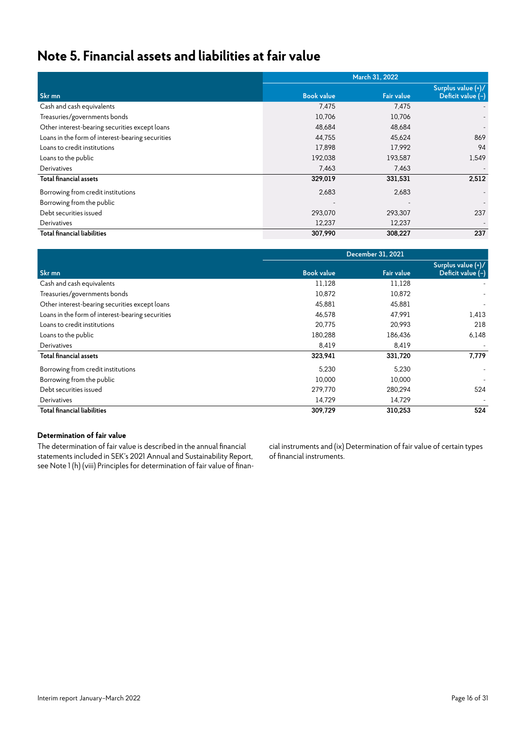# Note 5. Financial assets and liabilities at fair value

| | March 31, 2022 | | |
|---|---|---|---|
| Skr mn | Book value | Fair value | Surplus value (+)/ Deficit value (-) |
| Cash and cash equivalents | 7,475 | 7,475 | - |
| Treasuries/governments bonds | 10,706 | 10,706 | - |
| Other interest-bearing securities except loans | 48,684 | 48,684 | - |
| Loans in the form of interest-bearing securities | 44,755 | 45,624 | 869 |
| Loans to credit institutions | 17,898 | 17,992 | 94 |
| Loans to the public | 192,038 | 193,587 | 1,549 |
| Derivatives | 7,463 | 7,463 | - |
| **Total financial assets** | **329,019** | **331,531** | **2,512** |
| Borrowing from credit institutions | 2,683 | 2,683 | - |
| Borrowing from the public | - | - | - |
| Debt securities issued | 293,070 | 293,307 | 237 |
| Derivatives | 12,237 | 12,237 | - |
| **Total financial liabilities** | **307,990** | **308,227** | **237** |

| | December 31, 2021 | | |
|---|---|---|---|
| Skr mn | Book value | Fair value | Surplus value (+)/ Deficit value (-) |
| Cash and cash equivalents | 11,128 | 11,128 | - |
| Treasuries/governments bonds | 10,872 | 10,872 | - |
| Other interest-bearing securities except loans | 45,881 | 45,881 | - |
| Loans in the form of interest-bearing securities | 46,578 | 47,991 | 1,413 |
| Loans to credit institutions | 20,775 | 20,993 | 218 |
| Loans to the public | 180,288 | 186,436 | 6,148 |
| Derivatives | 8,419 | 8,419 | - |
| **Total financial assets** | **323,941** | **331,720** | **7,779** |
| Borrowing from credit institutions | 5,230 | 5,230 | - |
| Borrowing from the public | 10,000 | 10,000 | - |
| Debt securities issued | 279,770 | 280,294 | 524 |
| Derivatives | 14,729 | 14,729 | - |
| **Total financial liabilities** | **309,729** | **310,253** | **524** |

**Determination of fair value**

The determination of fair value is described in the annual financial statements included in SEK's 2021 Annual and Sustainability Report, see Note 1 (h) (viii) Principles for determination of fair value of financial instruments and (ix) Determination of fair value of certain types of financial instruments.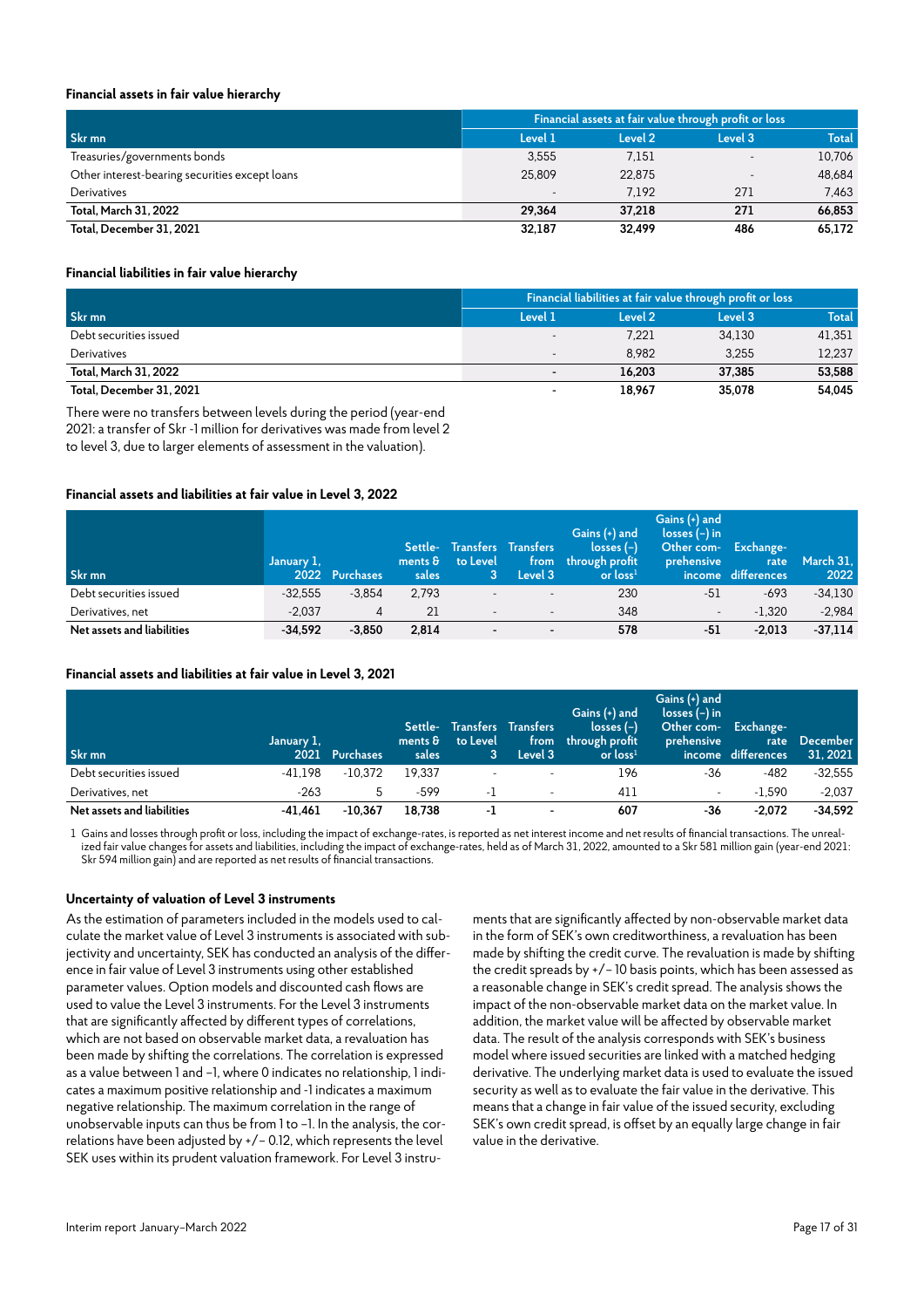#### Financial assets in fair value hierarchy

| | Financial assets at fair value through profit or loss | | | |
|---|---|---|---|---|
| Skr mn | Level 1 | Level 2 | Level 3 | Total |
| Treasuries/governments bonds | 3,555 | 7,151 | - | 10,706 |
| Other interest-bearing securities except loans | 25,809 | 22,875 | - | 48,684 |
| Derivatives | - | 7,192 | 271 | 7,463 |
| **Total, March 31, 2022** | **29,364** | **37,218** | **271** | **66,853** |
| **Total, December 31, 2021** | **32,187** | **32,499** | **486** | **65,172** |

#### Financial liabilities in fair value hierarchy

| | Financial liabilities at fair value through profit or loss | | | |
|---|---|---|---|---|
| Skr mn | Level 1 | Level 2 | Level 3 | Total |
| Debt securities issued | - | 7,221 | 34,130 | 41,351 |
| Derivatives | - | 8,982 | 3,255 | 12,237 |
| **Total, March 31, 2022** | **-** | **16,203** | **37,385** | **53,588** |
| **Total, December 31, 2021** | **-** | **18,967** | **35,078** | **54,045** |

There were no transfers between levels during the period (year-end 2021: a transfer of Skr -1 million for derivatives was made from level 2 to level 3, due to larger elements of assessment in the valuation).

#### Financial assets and liabilities at fair value in Level 3, 2022

| Skr mn | January 1, 2022 | Purchases | Settle-ments & sales | Transfers to Level 3 | Transfers from Level 3 | Gains (+) and losses (–) through profit or loss[1] | Gains (+) and losses (–) in Other comprehensive income | Exchange-rate differences | March 31, 2022 |
|---|---|---|---|---|---|---|---|---|---|
| Debt securities issued | -32,555 | -3,854 | 2,793 | - | - | 230 | -51 | -693 | -34,130 |
| Derivatives, net | -2,037 | 4 | 21 | - | - | 348 | - | -1,320 | -2,984 |
| **Net assets and liabilities** | **-34,592** | **-3,850** | **2,814** | **-** | **-** | **578** | **-51** | **-2,013** | **-37,114** |

#### Financial assets and liabilities at fair value in Level 3, 2021

| Skr mn | January 1, 2021 | Purchases | Settle-ments & sales | Transfers to Level 3 | Transfers from Level 3 | Gains (+) and losses (–) through profit or loss[1] | Gains (+) and losses (–) in Other comprehensive income | Exchange-rate differences | December 31, 2021 |
|---|---|---|---|---|---|---|---|---|---|
| Debt securities issued | -41,198 | -10,372 | 19,337 | - | - | 196 | -36 | -482 | -32,555 |
| Derivatives, net | -263 | 5 | -599 | -1 | - | 411 | - | -1,590 | -2,037 |
| **Net assets and liabilities** | **-41,461** | **-10,367** | **18,738** | **-1** | **-** | **607** | **-36** | **-2,072** | **-34,592** |

1 Gains and losses through profit or loss, including the impact of exchange-rates, is reported as net interest income and net results of financial transactions. The unrealized fair value changes for assets and liabilities, including the impact of exchange-rates, held as of March 31, 2022, amounted to a Skr 581 million gain (year-end 2021: Skr 594 million gain) and are reported as net results of financial transactions.

#### Uncertainty of valuation of Level 3 instruments

As the estimation of parameters included in the models used to calculate the market value of Level 3 instruments is associated with subjectivity and uncertainty, SEK has conducted an analysis of the difference in fair value of Level 3 instruments using other established parameter values. Option models and discounted cash flows are used to value the Level 3 instruments. For the Level 3 instruments that are significantly affected by different types of correlations, which are not based on observable market data, a revaluation has been made by shifting the correlations. The correlation is expressed as a value between 1 and –1, where 0 indicates no relationship, 1 indicates a maximum positive relationship and -1 indicates a maximum negative relationship. The maximum correlation in the range of unobservable inputs can thus be from 1 to –1. In the analysis, the correlations have been adjusted by +/– 0.12, which represents the level SEK uses within its prudent valuation framework. For Level 3 instruments that are significantly affected by non-observable market data in the form of SEK's own creditworthiness, a revaluation has been made by shifting the credit curve. The revaluation is made by shifting the credit spreads by +/– 10 basis points, which has been assessed as a reasonable change in SEK's credit spread. The analysis shows the impact of the non-observable market data on the market value. In addition, the market value will be affected by observable market data. The result of the analysis corresponds with SEK's business model where issued securities are linked with a matched hedging derivative. The underlying market data is used to evaluate the issued security as well as to evaluate the fair value in the derivative. This means that a change in fair value of the issued security, excluding SEK's own credit spread, is offset by an equally large change in fair value in the derivative.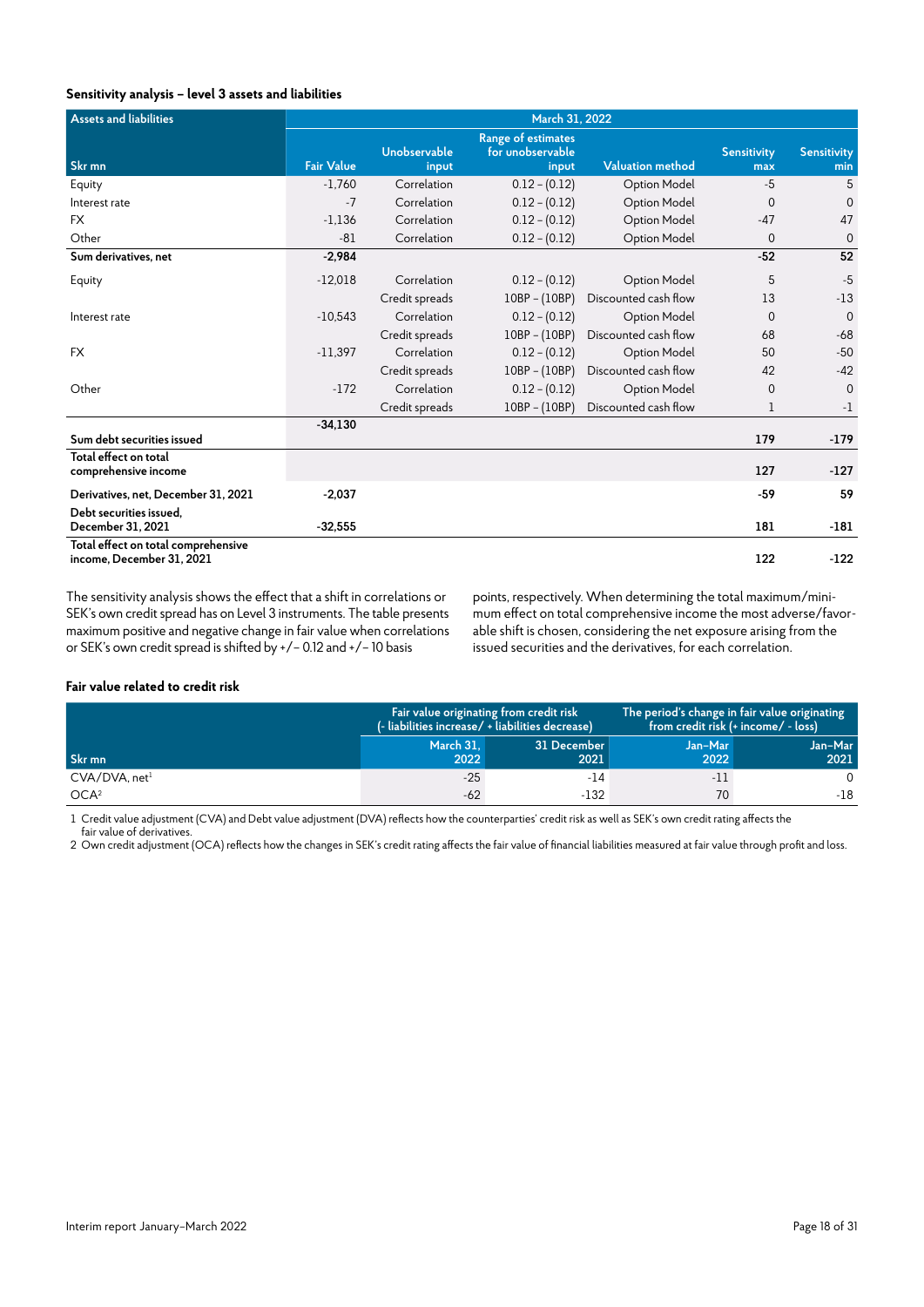#### Sensitivity analysis – level 3 assets and liabilities

| Assets and liabilities | March 31, 2022 | | | | | |
|---|---|---|---|---|---|---|
| Skr mn | Fair Value | Unobservable input | Range of estimates for unobservable input | Valuation method | Sensitivity max | Sensitivity min |
| Equity | -1,760 | Correlation | 0.12 – (0.12) | Option Model | -5 | 5 |
| Interest rate | -7 | Correlation | 0.12 – (0.12) | Option Model | 0 | 0 |
| FX | -1,136 | Correlation | 0.12 – (0.12) | Option Model | -47 | 47 |
| Other | -81 | Correlation | 0.12 – (0.12) | Option Model | 0 | 0 |
| **Sum derivatives, net** | **-2,984** | | | | **-52** | **52** |
| Equity | -12,018 | Correlation | 0.12 – (0.12) | Option Model | 5 | -5 |
| | | Credit spreads | 10BP – (10BP) | Discounted cash flow | 13 | -13 |
| Interest rate | -10,543 | Correlation | 0.12 – (0.12) | Option Model | 0 | 0 |
| | | Credit spreads | 10BP – (10BP) | Discounted cash flow | 68 | -68 |
| FX | -11,397 | Correlation | 0.12 – (0.12) | Option Model | 50 | -50 |
| | | Credit spreads | 10BP – (10BP) | Discounted cash flow | 42 | -42 |
| Other | -172 | Correlation | 0.12 – (0.12) | Option Model | 0 | 0 |
| | | Credit spreads | 10BP – (10BP) | Discounted cash flow | 1 | -1 |
| **Sum debt securities issued** | **-34,130** | | | | **179** | **-179** |
| **Total effect on total comprehensive income** | | | | | **127** | **-127** |
| **Derivatives, net, December 31, 2021** | **-2,037** | | | | **-59** | **59** |
| **Debt securities issued, December 31, 2021** | **-32,555** | | | | **181** | **-181** |
| **Total effect on total comprehensive income, December 31, 2021** | | | | | **122** | **-122** |

The sensitivity analysis shows the effect that a shift in correlations or SEK's own credit spread has on Level 3 instruments. The table presents maximum positive and negative change in fair value when correlations or SEK's own credit spread is shifted by +/– 0.12 and +/– 10 basis points, respectively. When determining the total maximum/minimum effect on total comprehensive income the most adverse/favorable shift is chosen, considering the net exposure arising from the issued securities and the derivatives, for each correlation.

#### Fair value related to credit risk

| | Fair value originating from credit risk (- liabilities increase/ + liabilities decrease) | | The period's change in fair value originating from credit risk (+ income/ - loss) | |
|---|---|---|---|---|
| Skr mn | March 31, 2022 | 31 December 2021 | Jan–Mar 2022 | Jan–Mar 2021 |
| CVA/DVA, net[1] | -25 | -14 | -11 | 0 |
| OCA[2] | -62 | -132 | 70 | -18 |

1 Credit value adjustment (CVA) and Debt value adjustment (DVA) reflects how the counterparties' credit risk as well as SEK's own credit rating affects the fair value of derivatives.

2 Own credit adjustment (OCA) reflects how the changes in SEK's credit rating affects the fair value of financial liabilities measured at fair value through profit and loss.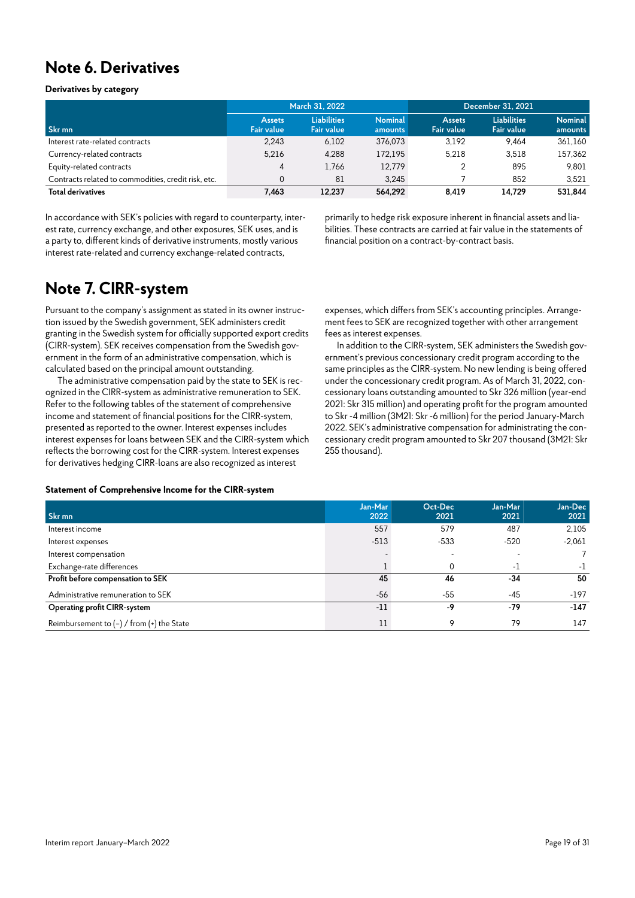# Note 6. Derivatives

**Derivatives by category**

| Skr mn | March 31, 2022 | | | December 31, 2021 | | |
|---|---|---|---|---|---|---|
| | Assets Fair value | Liabilities Fair value | Nominal amounts | Assets Fair value | Liabilities Fair value | Nominal amounts |
| Interest rate-related contracts | 2,243 | 6,102 | 376,073 | 3,192 | 9,464 | 361,160 |
| Currency-related contracts | 5,216 | 4,288 | 172,195 | 5,218 | 3,518 | 157,362 |
| Equity-related contracts | 4 | 1,766 | 12,779 | 2 | 895 | 9,801 |
| Contracts related to commodities, credit risk, etc. | 0 | 81 | 3,245 | 7 | 852 | 3,521 |
| **Total derivatives** | **7,463** | **12,237** | **564,292** | **8,419** | **14,729** | **531,844** |

In accordance with SEK's policies with regard to counterparty, interest rate, currency exchange, and other exposures, SEK uses, and is a party to, different kinds of derivative instruments, mostly various interest rate-related and currency exchange-related contracts, primarily to hedge risk exposure inherent in financial assets and liabilities. These contracts are carried at fair value in the statements of financial position on a contract-by-contract basis.

# Note 7. CIRR-system

Pursuant to the company's assignment as stated in its owner instruction issued by the Swedish government, SEK administers credit granting in the Swedish system for officially supported export credits (CIRR-system). SEK receives compensation from the Swedish government in the form of an administrative compensation, which is calculated based on the principal amount outstanding.

The administrative compensation paid by the state to SEK is recognized in the CIRR-system as administrative remuneration to SEK. Refer to the following tables of the statement of comprehensive income and statement of financial positions for the CIRR-system, presented as reported to the owner. Interest expenses includes interest expenses for loans between SEK and the CIRR-system which reflects the borrowing cost for the CIRR-system. Interest expenses for derivatives hedging CIRR-loans are also recognized as interest expenses, which differs from SEK's accounting principles. Arrangement fees to SEK are recognized together with other arrangement fees as interest expenses.

In addition to the CIRR-system, SEK administers the Swedish government's previous concessionary credit program according to the same principles as the CIRR-system. No new lending is being offered under the concessionary credit program. As of March 31, 2022, concessionary loans outstanding amounted to Skr 326 million (year-end 2021: Skr 315 million) and operating profit for the program amounted to Skr -4 million (3M21: Skr -6 million) for the period January-March 2022. SEK's administrative compensation for administrating the concessionary credit program amounted to Skr 207 thousand (3M21: Skr 255 thousand).

**Statement of Comprehensive Income for the CIRR-system**

| Skr mn | Jan-Mar 2022 | Oct-Dec 2021 | Jan-Mar 2021 | Jan-Dec 2021 |
|---|---|---|---|---|
| Interest income | 557 | 579 | 487 | 2,105 |
| Interest expenses | -513 | -533 | -520 | -2,061 |
| Interest compensation | - | - | - | 7 |
| Exchange-rate differences | 1 | 0 | -1 | -1 |
| **Profit before compensation to SEK** | **45** | **46** | **-34** | **50** |
| Administrative remuneration to SEK | -56 | -55 | -45 | -197 |
| **Operating profit CIRR-system** | **-11** | **-9** | **-79** | **-147** |
| Reimbursement to (-) / from (+) the State | 11 | 9 | 79 | 147 |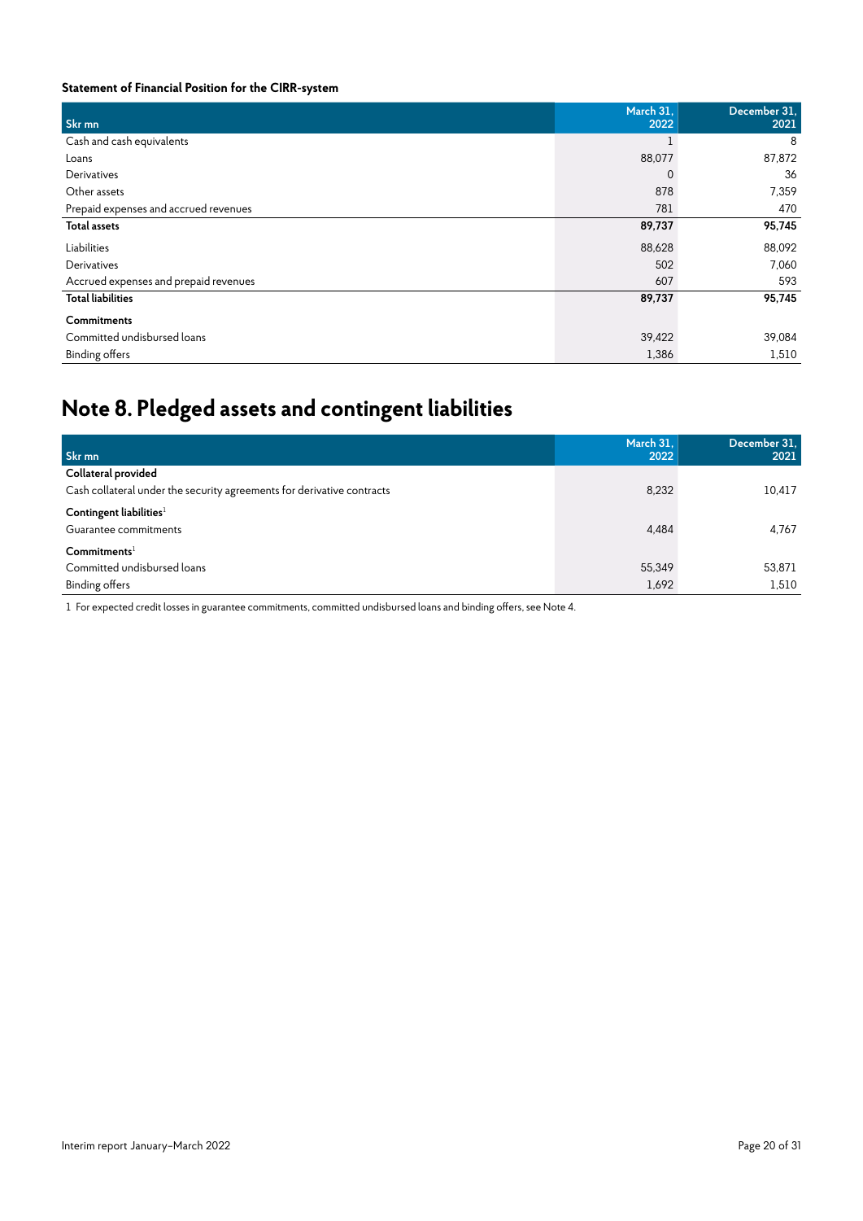**Statement of Financial Position for the CIRR-system**

| Skr mn | March 31, 2022 | December 31, 2021 |
|---|---|---|
| Cash and cash equivalents | 1 | 8 |
| Loans | 88,077 | 87,872 |
| Derivatives | 0 | 36 |
| Other assets | 878 | 7,359 |
| Prepaid expenses and accrued revenues | 781 | 470 |
| **Total assets** | **89,737** | **95,745** |
| Liabilities | 88,628 | 88,092 |
| Derivatives | 502 | 7,060 |
| Accrued expenses and prepaid revenues | 607 | 593 |
| **Total liabilities** | **89,737** | **95,745** |
| **Commitments** | | |
| Committed undisbursed loans | 39,422 | 39,084 |
| Binding offers | 1,386 | 1,510 |

# Note 8. Pledged assets and contingent liabilities

| Skr mn | March 31, 2022 | December 31, 2021 |
|---|---|---|
| **Collateral provided** | | |
| Cash collateral under the security agreements for derivative contracts | 8,232 | 10,417 |
| **Contingent liabilities**[1] | | |
| Guarantee commitments | 4,484 | 4,767 |
| **Commitments**[1] | | |
| Committed undisbursed loans | 55,349 | 53,871 |
| Binding offers | 1,692 | 1,510 |

1 For expected credit losses in guarantee commitments, committed undisbursed loans and binding offers, see Note 4.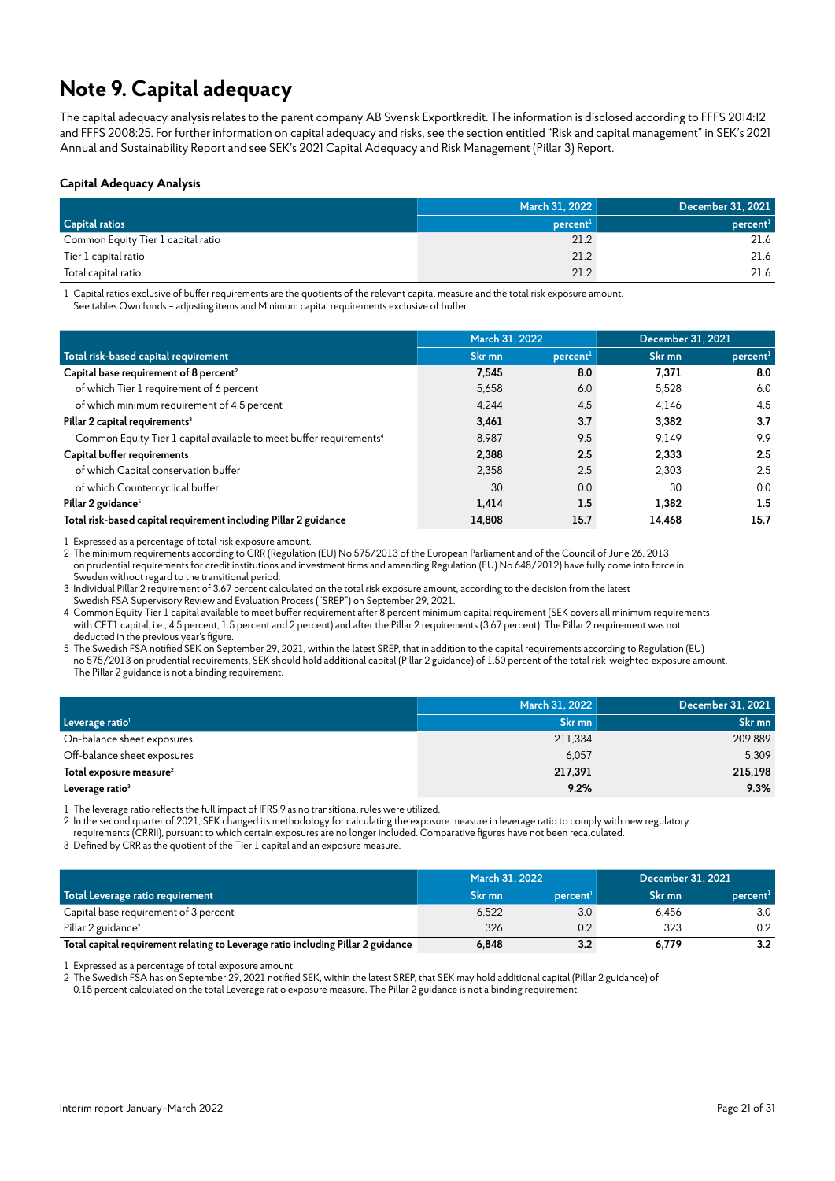# Note 9. Capital adequacy

The capital adequacy analysis relates to the parent company AB Svensk Exportkredit. The information is disclosed according to FFFS 2014:12 and FFFS 2008:25. For further information on capital adequacy and risks, see the section entitled "Risk and capital management" in SEK's 2021 Annual and Sustainability Report and see SEK's 2021 Capital Adequacy and Risk Management (Pillar 3) Report.

### Capital Adequacy Analysis

| | March 31, 2022 | December 31, 2021 |
|---|---|---|
| **Capital ratios** | percent[1] | percent[1] |
| Common Equity Tier 1 capital ratio | 21.2 | 21.6 |
| Tier 1 capital ratio | 21.2 | 21.6 |
| Total capital ratio | 21.2 | 21.6 |

1 Capital ratios exclusive of buffer requirements are the quotients of the relevant capital measure and the total risk exposure amount. See tables Own funds – adjusting items and Minimum capital requirements exclusive of buffer.

| | March 31, 2022 | | December 31, 2021 | |
|---|---|---|---|---|
| **Total risk-based capital requirement** | Skr mn | percent[1] | Skr mn | percent[1] |
| **Capital base requirement of 8 percent[2]** | **7,545** | **8.0** | **7,371** | **8.0** |
| of which Tier 1 requirement of 6 percent | 5,658 | 6.0 | 5,528 | 6.0 |
| of which minimum requirement of 4.5 percent | 4,244 | 4.5 | 4,146 | 4.5 |
| **Pillar 2 capital requirements[3]** | **3,461** | **3.7** | **3,382** | **3.7** |
| Common Equity Tier 1 capital available to meet buffer requirements[4] | 8,987 | 9.5 | 9,149 | 9.9 |
| **Capital buffer requirements** | **2,388** | **2.5** | **2,333** | **2.5** |
| of which Capital conservation buffer | 2,358 | 2.5 | 2,303 | 2.5 |
| of which Countercyclical buffer | 30 | 0.0 | 30 | 0.0 |
| **Pillar 2 guidance[5]** | **1,414** | **1.5** | **1,382** | **1.5** |
| **Total risk-based capital requirement including Pillar 2 guidance** | **14,808** | **15.7** | **14,468** | **15.7** |

1 Expressed as a percentage of total risk exposure amount.
2 The minimum requirements according to CRR (Regulation (EU) No 575/2013 of the European Parliament and of the Council of June 26, 2013 on prudential requirements for credit institutions and investment firms and amending Regulation (EU) No 648/2012) have fully come into force in Sweden without regard to the transitional period.
3 Individual Pillar 2 requirement of 3.67 percent calculated on the total risk exposure amount, according to the decision from the latest Swedish FSA Supervisory Review and Evaluation Process ("SREP") on September 29, 2021.
4 Common Equity Tier 1 capital available to meet buffer requirement after 8 percent minimum capital requirement (SEK covers all minimum requirements with CET1 capital, i.e., 4.5 percent, 1.5 percent and 2 percent) and after the Pillar 2 requirements (3.67 percent). The Pillar 2 requirement was not deducted in the previous year's figure.
5 The Swedish FSA notified SEK on September 29, 2021, within the latest SREP, that in addition to the capital requirements according to Regulation (EU) no 575/2013 on prudential requirements, SEK should hold additional capital (Pillar 2 guidance) of 1.50 percent of the total risk-weighted exposure amount. The Pillar 2 guidance is not a binding requirement.

| | March 31, 2022 | December 31, 2021 |
|---|---|---|
| **Leverage ratio[1]** | Skr mn | Skr mn |
| On-balance sheet exposures | 211,334 | 209,889 |
| Off-balance sheet exposures | 6,057 | 5,309 |
| **Total exposure measure[2]** | **217,391** | **215,198** |
| **Leverage ratio[3]** | **9.2%** | **9.3%** |

1 The leverage ratio reflects the full impact of IFRS 9 as no transitional rules were utilized.
2 In the second quarter of 2021, SEK changed its methodology for calculating the exposure measure in leverage ratio to comply with new regulatory requirements (CRRII), pursuant to which certain exposures are no longer included. Comparative figures have not been recalculated.
3 Defined by CRR as the quotient of the Tier 1 capital and an exposure measure.

| | March 31, 2022 | | December 31, 2021 | |
|---|---|---|---|---|
| **Total Leverage ratio requirement** | Skr mn | percent[1] | Skr mn | percent[1] |
| Capital base requirement of 3 percent | 6,522 | 3.0 | 6,456 | 3.0 |
| Pillar 2 guidance[2] | 326 | 0.2 | 323 | 0.2 |
| **Total capital requirement relating to Leverage ratio including Pillar 2 guidance** | **6,848** | **3.2** | **6,779** | **3.2** |

1 Expressed as a percentage of total exposure amount.
2 The Swedish FSA has on September 29, 2021 notified SEK, within the latest SREP, that SEK may hold additional capital (Pillar 2 guidance) of 0.15 percent calculated on the total Leverage ratio exposure measure. The Pillar 2 guidance is not a binding requirement.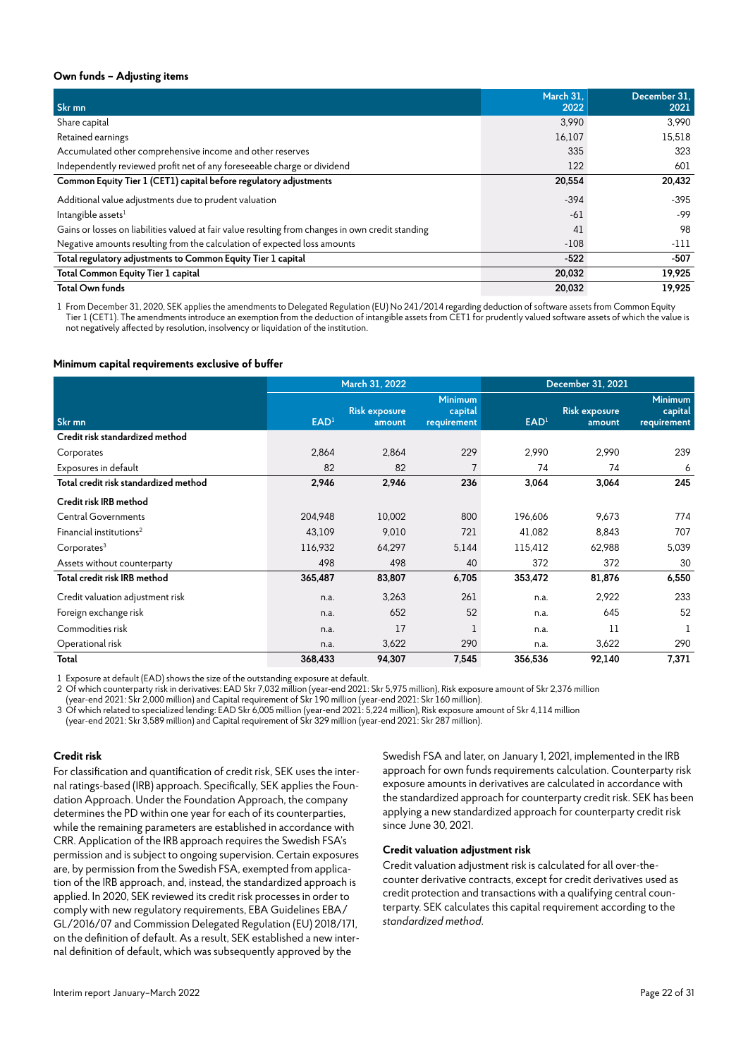### Own funds – Adjusting items

| Skr mn | March 31, 2022 | December 31, 2021 |
|---|---|---|
| Share capital | 3,990 | 3,990 |
| Retained earnings | 16,107 | 15,518 |
| Accumulated other comprehensive income and other reserves | 335 | 323 |
| Independently reviewed profit net of any foreseeable charge or dividend | 122 | 601 |
| **Common Equity Tier 1 (CET1) capital before regulatory adjustments** | **20,554** | **20,432** |
| Additional value adjustments due to prudent valuation | -394 | -395 |
| Intangible assets[1] | -61 | -99 |
| Gains or losses on liabilities valued at fair value resulting from changes in own credit standing | 41 | 98 |
| Negative amounts resulting from the calculation of expected loss amounts | -108 | -111 |
| **Total regulatory adjustments to Common Equity Tier 1 capital** | **-522** | **-507** |
| **Total Common Equity Tier 1 capital** | **20,032** | **19,925** |
| **Total Own funds** | **20,032** | **19,925** |

1 From December 31, 2020, SEK applies the amendments to Delegated Regulation (EU) No 241/2014 regarding deduction of software assets from Common Equity Tier 1 (CET1). The amendments introduce an exemption from the deduction of intangible assets from CET1 for prudently valued software assets of which the value is not negatively affected by resolution, insolvency or liquidation of the institution.

### Minimum capital requirements exclusive of buffer

| | March 31, 2022 | | | December 31, 2021 | | |
|---|---|---|---|---|---|---|
| Skr mn | EAD[1] | Risk exposure amount | Minimum capital requirement | EAD[1] | Risk exposure amount | Minimum capital requirement |
| **Credit risk standardized method** | | | | | | |
| Corporates | 2,864 | 2,864 | 229 | 2,990 | 2,990 | 239 |
| Exposures in default | 82 | 82 | 7 | 74 | 74 | 6 |
| **Total credit risk standardized method** | **2,946** | **2,946** | **236** | **3,064** | **3,064** | **245** |
| **Credit risk IRB method** | | | | | | |
| Central Governments | 204,948 | 10,002 | 800 | 196,606 | 9,673 | 774 |
| Financial institutions[2] | 43,109 | 9,010 | 721 | 41,082 | 8,843 | 707 |
| Corporates[3] | 116,932 | 64,297 | 5,144 | 115,412 | 62,988 | 5,039 |
| Assets without counterparty | 498 | 498 | 40 | 372 | 372 | 30 |
| **Total credit risk IRB method** | **365,487** | **83,807** | **6,705** | **353,472** | **81,876** | **6,550** |
| Credit valuation adjustment risk | n.a. | 3,263 | 261 | n.a. | 2,922 | 233 |
| Foreign exchange risk | n.a. | 652 | 52 | n.a. | 645 | 52 |
| Commodities risk | n.a. | 17 | 1 | n.a. | 11 | 1 |
| Operational risk | n.a. | 3,622 | 290 | n.a. | 3,622 | 290 |
| **Total** | **368,433** | **94,307** | **7,545** | **356,536** | **92,140** | **7,371** |

1 Exposure at default (EAD) shows the size of the outstanding exposure at default.
2 Of which counterparty risk in derivatives: EAD Skr 7,032 million (year-end 2021: Skr 5,975 million), Risk exposure amount of Skr 2,376 million (year-end 2021: Skr 2,000 million) and Capital requirement of Skr 190 million (year-end 2021: Skr 160 million).
3 Of which related to specialized lending: EAD Skr 6,005 million (year-end 2021: 5,224 million), Risk exposure amount of Skr 4,114 million (year-end 2021: Skr 3,589 million) and Capital requirement of Skr 329 million (year-end 2021: Skr 287 million).

#### Credit risk

For classification and quantification of credit risk, SEK uses the internal ratings-based (IRB) approach. Specifically, SEK applies the Foundation Approach. Under the Foundation Approach, the company determines the PD within one year for each of its counterparties, while the remaining parameters are established in accordance with CRR. Application of the IRB approach requires the Swedish FSA's permission and is subject to ongoing supervision. Certain exposures are, by permission from the Swedish FSA, exempted from application of the IRB approach, and, instead, the standardized approach is applied. In 2020, SEK reviewed its credit risk processes in order to comply with new regulatory requirements, EBA Guidelines EBA/GL/2016/07 and Commission Delegated Regulation (EU) 2018/171, on the definition of default. As a result, SEK established a new internal definition of default, which was subsequently approved by the Swedish FSA and later, on January 1, 2021, implemented in the IRB approach for own funds requirements calculation. Counterparty risk exposure amounts in derivatives are calculated in accordance with the standardized approach for counterparty credit risk. SEK has been applying a new standardized approach for counterparty credit risk since June 30, 2021.

#### Credit valuation adjustment risk

Credit valuation adjustment risk is calculated for all over-the-counter derivative contracts, except for credit derivatives used as credit protection and transactions with a qualifying central counterparty. SEK calculates this capital requirement according to the *standardized method*.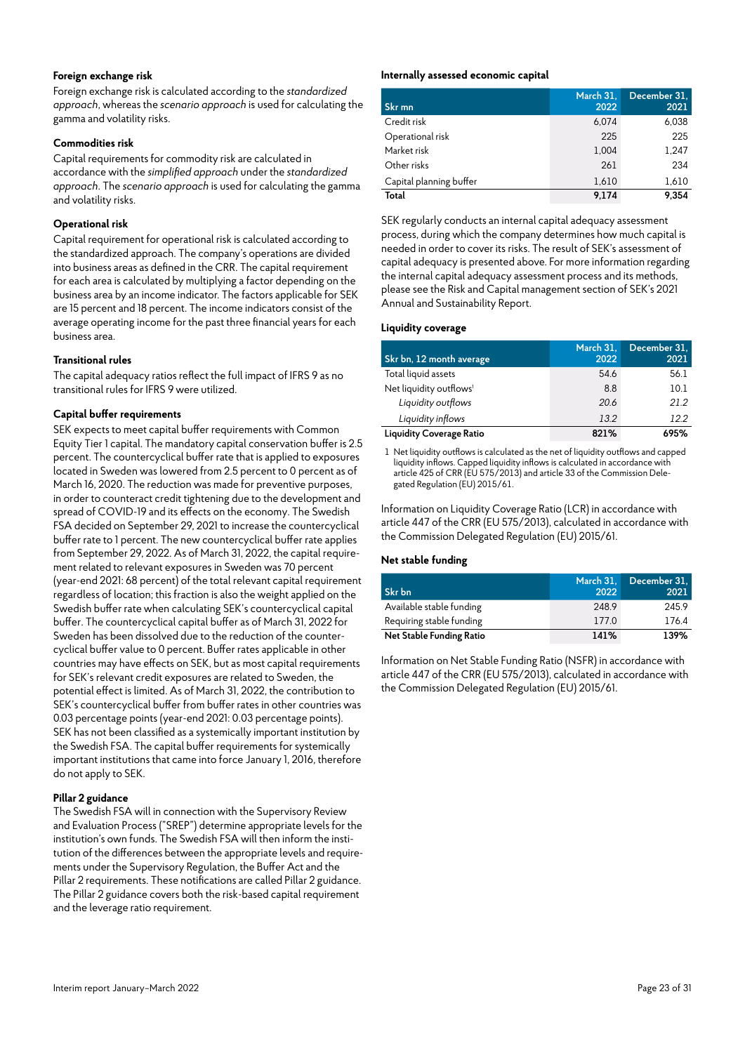### Foreign exchange risk

Foreign exchange risk is calculated according to the *standardized approach*, whereas the *scenario approach* is used for calculating the gamma and volatility risks.

### Commodities risk

Capital requirements for commodity risk are calculated in accordance with the *simplified approach* under the *standardized approach*. The *scenario approach* is used for calculating the gamma and volatility risks.

### Operational risk

Capital requirement for operational risk is calculated according to the standardized approach. The company's operations are divided into business areas as defined in the CRR. The capital requirement for each area is calculated by multiplying a factor depending on the business area by an income indicator. The factors applicable for SEK are 15 percent and 18 percent. The income indicators consist of the average operating income for the past three financial years for each business area.

### Transitional rules

The capital adequacy ratios reflect the full impact of IFRS 9 as no transitional rules for IFRS 9 were utilized.

### Capital buffer requirements

SEK expects to meet capital buffer requirements with Common Equity Tier 1 capital. The mandatory capital conservation buffer is 2.5 percent. The countercyclical buffer rate that is applied to exposures located in Sweden was lowered from 2.5 percent to 0 percent as of March 16, 2020. The reduction was made for preventive purposes, in order to counteract credit tightening due to the development and spread of COVID-19 and its effects on the economy. The Swedish FSA decided on September 29, 2021 to increase the countercyclical buffer rate to 1 percent. The new countercyclical buffer rate applies from September 29, 2022. As of March 31, 2022, the capital requirement related to relevant exposures in Sweden was 70 percent (year-end 2021: 68 percent) of the total relevant capital requirement regardless of location; this fraction is also the weight applied on the Swedish buffer rate when calculating SEK's countercyclical capital buffer. The countercyclical capital buffer as of March 31, 2022 for Sweden has been dissolved due to the reduction of the countercyclical buffer value to 0 percent. Buffer rates applicable in other countries may have effects on SEK, but as most capital requirements for SEK's relevant credit exposures are related to Sweden, the potential effect is limited. As of March 31, 2022, the contribution to SEK's countercyclical buffer from buffer rates in other countries was 0.03 percentage points (year-end 2021: 0.03 percentage points). SEK has not been classified as a systemically important institution by the Swedish FSA. The capital buffer requirements for systemically important institutions that came into force January 1, 2016, therefore do not apply to SEK.

### Pillar 2 guidance

The Swedish FSA will in connection with the Supervisory Review and Evaluation Process ("SREP") determine appropriate levels for the institution's own funds. The Swedish FSA will then inform the institution of the differences between the appropriate levels and requirements under the Supervisory Regulation, the Buffer Act and the Pillar 2 requirements. These notifications are called Pillar 2 guidance. The Pillar 2 guidance covers both the risk-based capital requirement and the leverage ratio requirement.

### Internally assessed economic capital

| Skr mn | March 31, 2022 | December 31, 2021 |
|---|---|---|
| Credit risk | 6,074 | 6,038 |
| Operational risk | 225 | 225 |
| Market risk | 1,004 | 1,247 |
| Other risks | 261 | 234 |
| Capital planning buffer | 1,610 | 1,610 |
| **Total** | **9,174** | **9,354** |

SEK regularly conducts an internal capital adequacy assessment process, during which the company determines how much capital is needed in order to cover its risks. The result of SEK's assessment of capital adequacy is presented above. For more information regarding the internal capital adequacy assessment process and its methods, please see the Risk and Capital management section of SEK's 2021 Annual and Sustainability Report.

### Liquidity coverage

| Skr bn, 12 month average | March 31, 2022 | December 31, 2021 |
|---|---|---|
| Total liquid assets | 54.6 | 56.1 |
| Net liquidity outflows[1] | 8.8 | 10.1 |
| *Liquidity outflows* | *20.6* | *21.2* |
| *Liquidity inflows* | *13.2* | *12.2* |
| **Liquidity Coverage Ratio** | **821%** | **695%** |

1 Net liquidity outflows is calculated as the net of liquidity outflows and capped liquidity inflows. Capped liquidity inflows is calculated in accordance with article 425 of CRR (EU 575/2013) and article 33 of the Commission Delegated Regulation (EU) 2015/61.

Information on Liquidity Coverage Ratio (LCR) in accordance with article 447 of the CRR (EU 575/2013), calculated in accordance with the Commission Delegated Regulation (EU) 2015/61.

### Net stable funding

| Skr bn | March 31, 2022 | December 31, 2021 |
|---|---|---|
| Available stable funding | 248.9 | 245.9 |
| Requiring stable funding | 177.0 | 176.4 |
| **Net Stable Funding Ratio** | **141%** | **139%** |

Information on Net Stable Funding Ratio (NSFR) in accordance with article 447 of the CRR (EU 575/2013), calculated in accordance with the Commission Delegated Regulation (EU) 2015/61.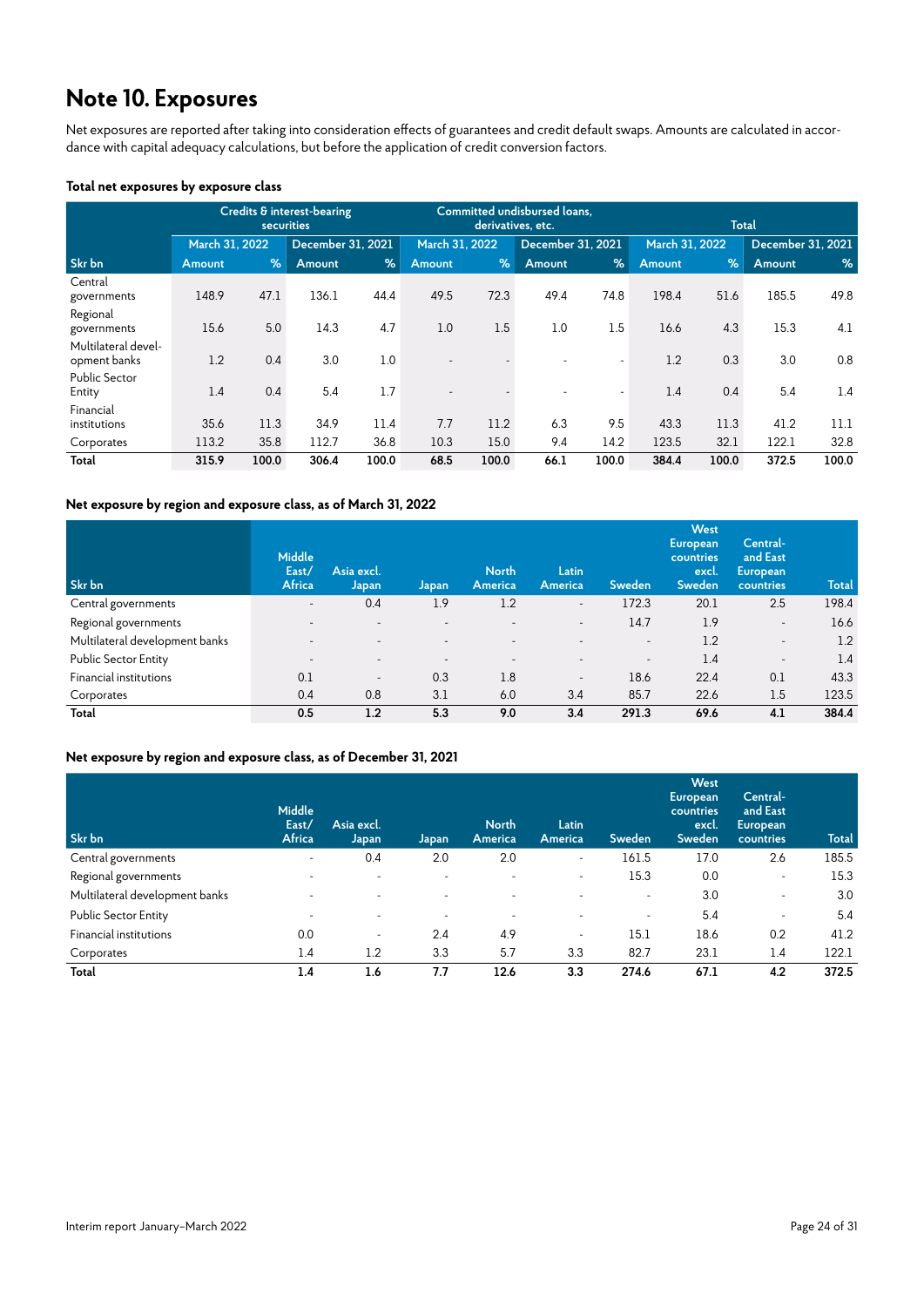# Note 10. Exposures

Net exposures are reported after taking into consideration effects of guarantees and credit default swaps. Amounts are calculated in accordance with capital adequacy calculations, but before the application of credit conversion factors.

**Total net exposures by exposure class**

| | Credits & interest-bearing securities | | | | Committed undisbursed loans, derivatives, etc. | | | | Total | | | |
|---|---|---|---|---|---|---|---|---|---|---|---|---|
| | March 31, 2022 | | December 31, 2021 | | March 31, 2022 | | December 31, 2021 | | March 31, 2022 | | December 31, 2021 | |
| Skr bn | Amount | % | Amount | % | Amount | % | Amount | % | Amount | % | Amount | % |
| Central governments | 148.9 | 47.1 | 136.1 | 44.4 | 49.5 | 72.3 | 49.4 | 74.8 | 198.4 | 51.6 | 185.5 | 49.8 |
| Regional governments | 15.6 | 5.0 | 14.3 | 4.7 | 1.0 | 1.5 | 1.0 | 1.5 | 16.6 | 4.3 | 15.3 | 4.1 |
| Multilateral development banks | 1.2 | 0.4 | 3.0 | 1.0 | - | - | - | - | 1.2 | 0.3 | 3.0 | 0.8 |
| Public Sector Entity | 1.4 | 0.4 | 5.4 | 1.7 | - | - | - | - | 1.4 | 0.4 | 5.4 | 1.4 |
| Financial institutions | 35.6 | 11.3 | 34.9 | 11.4 | 7.7 | 11.2 | 6.3 | 9.5 | 43.3 | 11.3 | 41.2 | 11.1 |
| Corporates | 113.2 | 35.8 | 112.7 | 36.8 | 10.3 | 15.0 | 9.4 | 14.2 | 123.5 | 32.1 | 122.1 | 32.8 |
| **Total** | **315.9** | **100.0** | **306.4** | **100.0** | **68.5** | **100.0** | **66.1** | **100.0** | **384.4** | **100.0** | **372.5** | **100.0** |

**Net exposure by region and exposure class, as of March 31, 2022**

| Skr bn | Middle East/ Africa | Asia excl. Japan | Japan | North America | Latin America | Sweden | West European countries excl. Sweden | Central- and East European countries | Total |
|---|---|---|---|---|---|---|---|---|---|
| Central governments | - | 0.4 | 1.9 | 1.2 | - | 172.3 | 20.1 | 2.5 | 198.4 |
| Regional governments | - | - | - | - | - | 14.7 | 1.9 | - | 16.6 |
| Multilateral development banks | - | - | - | - | - | - | 1.2 | - | 1.2 |
| Public Sector Entity | - | - | - | - | - | - | 1.4 | - | 1.4 |
| Financial institutions | 0.1 | - | 0.3 | 1.8 | - | 18.6 | 22.4 | 0.1 | 43.3 |
| Corporates | 0.4 | 0.8 | 3.1 | 6.0 | 3.4 | 85.7 | 22.6 | 1.5 | 123.5 |
| **Total** | **0.5** | **1.2** | **5.3** | **9.0** | **3.4** | **291.3** | **69.6** | **4.1** | **384.4** |

**Net exposure by region and exposure class, as of December 31, 2021**

| Skr bn | Middle East/ Africa | Asia excl. Japan | Japan | North America | Latin America | Sweden | West European countries excl. Sweden | Central- and East European countries | Total |
|---|---|---|---|---|---|---|---|---|---|
| Central governments | - | 0.4 | 2.0 | 2.0 | - | 161.5 | 17.0 | 2.6 | 185.5 |
| Regional governments | - | - | - | - | - | 15.3 | 0.0 | - | 15.3 |
| Multilateral development banks | - | - | - | - | - | - | 3.0 | - | 3.0 |
| Public Sector Entity | - | - | - | - | - | - | 5.4 | - | 5.4 |
| Financial institutions | 0.0 | - | 2.4 | 4.9 | - | 15.1 | 18.6 | 0.2 | 41.2 |
| Corporates | 1.4 | 1.2 | 3.3 | 5.7 | 3.3 | 82.7 | 23.1 | 1.4 | 122.1 |
| **Total** | **1.4** | **1.6** | **7.7** | **12.6** | **3.3** | **274.6** | **67.1** | **4.2** | **372.5** |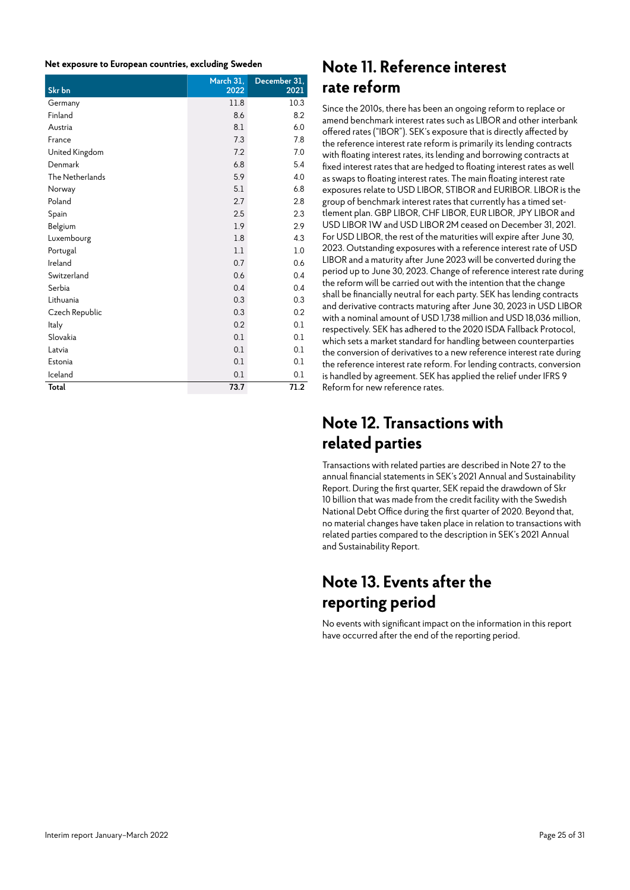**Net exposure to European countries, excluding Sweden**

| Skr bn | March 31, 2022 | December 31, 2021 |
|---|---|---|
| Germany | 11.8 | 10.3 |
| Finland | 8.6 | 8.2 |
| Austria | 8.1 | 6.0 |
| France | 7.3 | 7.8 |
| United Kingdom | 7.2 | 7.0 |
| Denmark | 6.8 | 5.4 |
| The Netherlands | 5.9 | 4.0 |
| Norway | 5.1 | 6.8 |
| Poland | 2.7 | 2.8 |
| Spain | 2.5 | 2.3 |
| Belgium | 1.9 | 2.9 |
| Luxembourg | 1.8 | 4.3 |
| Portugal | 1.1 | 1.0 |
| Ireland | 0.7 | 0.6 |
| Switzerland | 0.6 | 0.4 |
| Serbia | 0.4 | 0.4 |
| Lithuania | 0.3 | 0.3 |
| Czech Republic | 0.3 | 0.2 |
| Italy | 0.2 | 0.1 |
| Slovakia | 0.1 | 0.1 |
| Latvia | 0.1 | 0.1 |
| Estonia | 0.1 | 0.1 |
| Iceland | 0.1 | 0.1 |
| **Total** | **73.7** | **71.2** |

## Note 11. Reference interest rate reform

Since the 2010s, there has been an ongoing reform to replace or amend benchmark interest rates such as LIBOR and other interbank offered rates ("IBOR"). SEK's exposure that is directly affected by the reference interest rate reform is primarily its lending contracts with floating interest rates, its lending and borrowing contracts at fixed interest rates that are hedged to floating interest rates as well as swaps to floating interest rates. The main floating interest rate exposures relate to USD LIBOR, STIBOR and EURIBOR. LIBOR is the group of benchmark interest rates that currently has a timed settlement plan. GBP LIBOR, CHF LIBOR, EUR LIBOR, JPY LIBOR and USD LIBOR 1W and USD LIBOR 2M ceased on December 31, 2021. For USD LIBOR, the rest of the maturities will expire after June 30, 2023. Outstanding exposures with a reference interest rate of USD LIBOR and a maturity after June 2023 will be converted during the period up to June 30, 2023. Change of reference interest rate during the reform will be carried out with the intention that the change shall be financially neutral for each party. SEK has lending contracts and derivative contracts maturing after June 30, 2023 in USD LIBOR with a nominal amount of USD 1,738 million and USD 18,036 million, respectively. SEK has adhered to the 2020 ISDA Fallback Protocol, which sets a market standard for handling between counterparties the conversion of derivatives to a new reference interest rate during the reference interest rate reform. For lending contracts, conversion is handled by agreement. SEK has applied the relief under IFRS 9 Reform for new reference rates.

## Note 12. Transactions with related parties

Transactions with related parties are described in Note 27 to the annual financial statements in SEK's 2021 Annual and Sustainability Report. During the first quarter, SEK repaid the drawdown of Skr 10 billion that was made from the credit facility with the Swedish National Debt Office during the first quarter of 2020. Beyond that, no material changes have taken place in relation to transactions with related parties compared to the description in SEK's 2021 Annual and Sustainability Report.

## Note 13. Events after the reporting period

No events with significant impact on the information in this report have occurred after the end of the reporting period.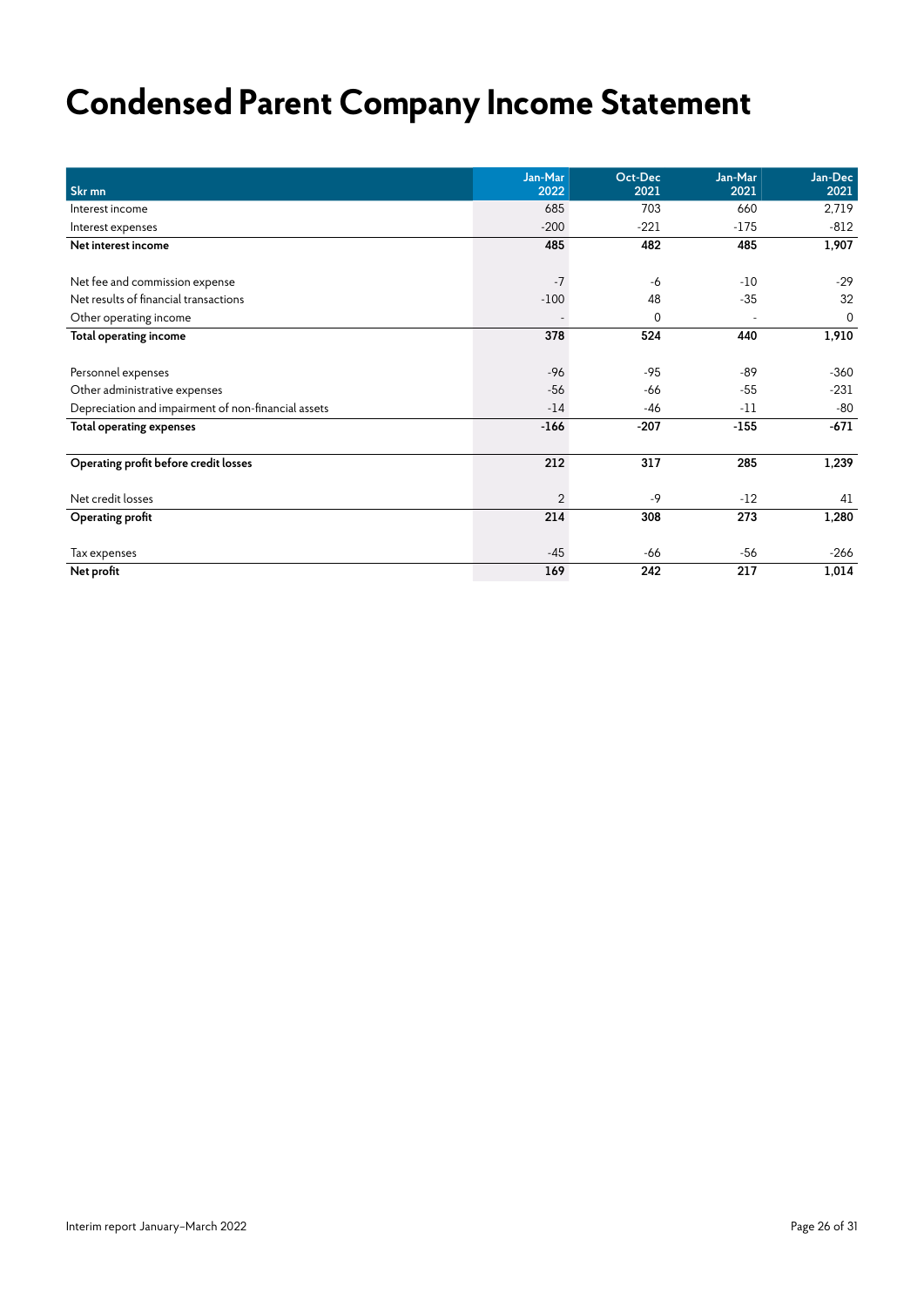# Condensed Parent Company Income Statement

| Skr mn | Jan-Mar 2022 | Oct-Dec 2021 | Jan-Mar 2021 | Jan-Dec 2021 |
|---|---|---|---|---|
| Interest income | 685 | 703 | 660 | 2,719 |
| Interest expenses | -200 | -221 | -175 | -812 |
| **Net interest income** | **485** | **482** | **485** | **1,907** |
| | | | | |
| Net fee and commission expense | -7 | -6 | -10 | -29 |
| Net results of financial transactions | -100 | 48 | -35 | 32 |
| Other operating income | - | 0 | - | 0 |
| **Total operating income** | **378** | **524** | **440** | **1,910** |
| | | | | |
| Personnel expenses | -96 | -95 | -89 | -360 |
| Other administrative expenses | -56 | -66 | -55 | -231 |
| Depreciation and impairment of non-financial assets | -14 | -46 | -11 | -80 |
| **Total operating expenses** | **-166** | **-207** | **-155** | **-671** |
| | | | | |
| **Operating profit before credit losses** | **212** | **317** | **285** | **1,239** |
| | | | | |
| Net credit losses | 2 | -9 | -12 | 41 |
| **Operating profit** | **214** | **308** | **273** | **1,280** |
| | | | | |
| Tax expenses | -45 | -66 | -56 | -266 |
| **Net profit** | **169** | **242** | **217** | **1,014** |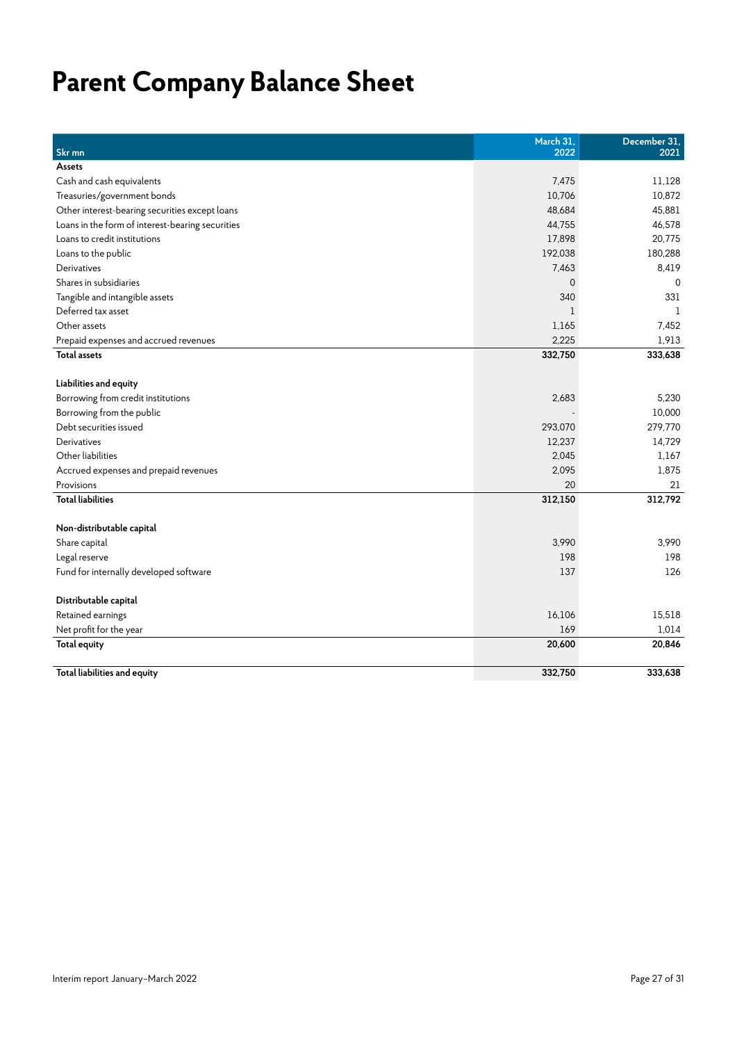# Parent Company Balance Sheet

| Skr mn | March 31, 2022 | December 31, 2021 |
|---|---|---|
| **Assets** | | |
| Cash and cash equivalents | 7,475 | 11,128 |
| Treasuries/government bonds | 10,706 | 10,872 |
| Other interest-bearing securities except loans | 48,684 | 45,881 |
| Loans in the form of interest-bearing securities | 44,755 | 46,578 |
| Loans to credit institutions | 17,898 | 20,775 |
| Loans to the public | 192,038 | 180,288 |
| Derivatives | 7,463 | 8,419 |
| Shares in subsidiaries | 0 | 0 |
| Tangible and intangible assets | 340 | 331 |
| Deferred tax asset | 1 | 1 |
| Other assets | 1,165 | 7,452 |
| Prepaid expenses and accrued revenues | 2,225 | 1,913 |
| **Total assets** | **332,750** | **333,638** |
| | | |
| **Liabilities and equity** | | |
| Borrowing from credit institutions | 2,683 | 5,230 |
| Borrowing from the public | - | 10,000 |
| Debt securities issued | 293,070 | 279,770 |
| Derivatives | 12,237 | 14,729 |
| Other liabilities | 2,045 | 1,167 |
| Accrued expenses and prepaid revenues | 2,095 | 1,875 |
| Provisions | 20 | 21 |
| **Total liabilities** | **312,150** | **312,792** |
| | | |
| **Non-distributable capital** | | |
| Share capital | 3,990 | 3,990 |
| Legal reserve | 198 | 198 |
| Fund for internally developed software | 137 | 126 |
| | | |
| **Distributable capital** | | |
| Retained earnings | 16,106 | 15,518 |
| Net profit for the year | 169 | 1,014 |
| **Total equity** | **20,600** | **20,846** |
| | | |
| **Total liabilities and equity** | **332,750** | **333,638** |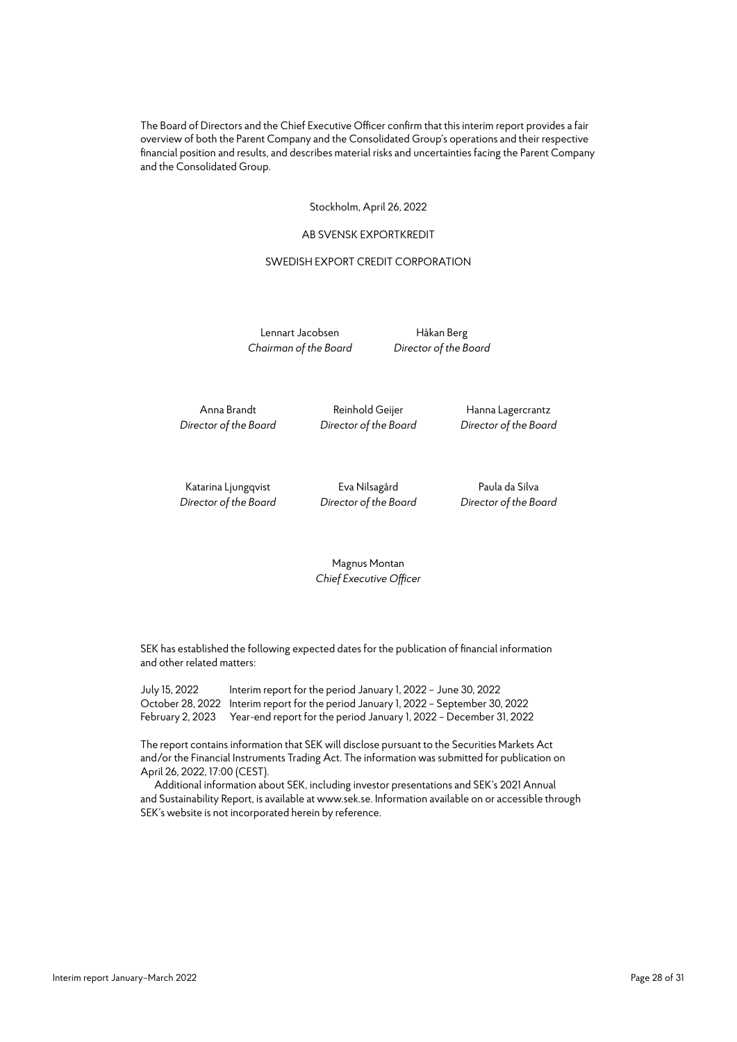The Board of Directors and the Chief Executive Officer confirm that this interim report provides a fair overview of both the Parent Company and the Consolidated Group's operations and their respective financial position and results, and describes material risks and uncertainties facing the Parent Company and the Consolidated Group.

Stockholm, April 26, 2022

AB SVENSK EXPORTKREDIT

SWEDISH EXPORT CREDIT CORPORATION

Lennart Jacobsen
*Chairman of the Board*

Håkan Berg
*Director of the Board*

Anna Brandt
*Director of the Board*

Reinhold Geijer
*Director of the Board*

Hanna Lagercrantz
*Director of the Board*

Katarina Ljungqvist
*Director of the Board*

Eva Nilsagård
*Director of the Board*

Paula da Silva
*Director of the Board*

Magnus Montan
*Chief Executive Officer*

SEK has established the following expected dates for the publication of financial information and other related matters:

| | |
|---|---|
| July 15, 2022 | Interim report for the period January 1, 2022 – June 30, 2022 |
| October 28, 2022 | Interim report for the period January 1, 2022 – September 30, 2022 |
| February 2, 2023 | Year-end report for the period January 1, 2022 – December 31, 2022 |

The report contains information that SEK will disclose pursuant to the Securities Markets Act and/or the Financial Instruments Trading Act. The information was submitted for publication on April 26, 2022, 17:00 (CEST).

Additional information about SEK, including investor presentations and SEK's 2021 Annual and Sustainability Report, is available at www.sek.se. Information available on or accessible through SEK's website is not incorporated herein by reference.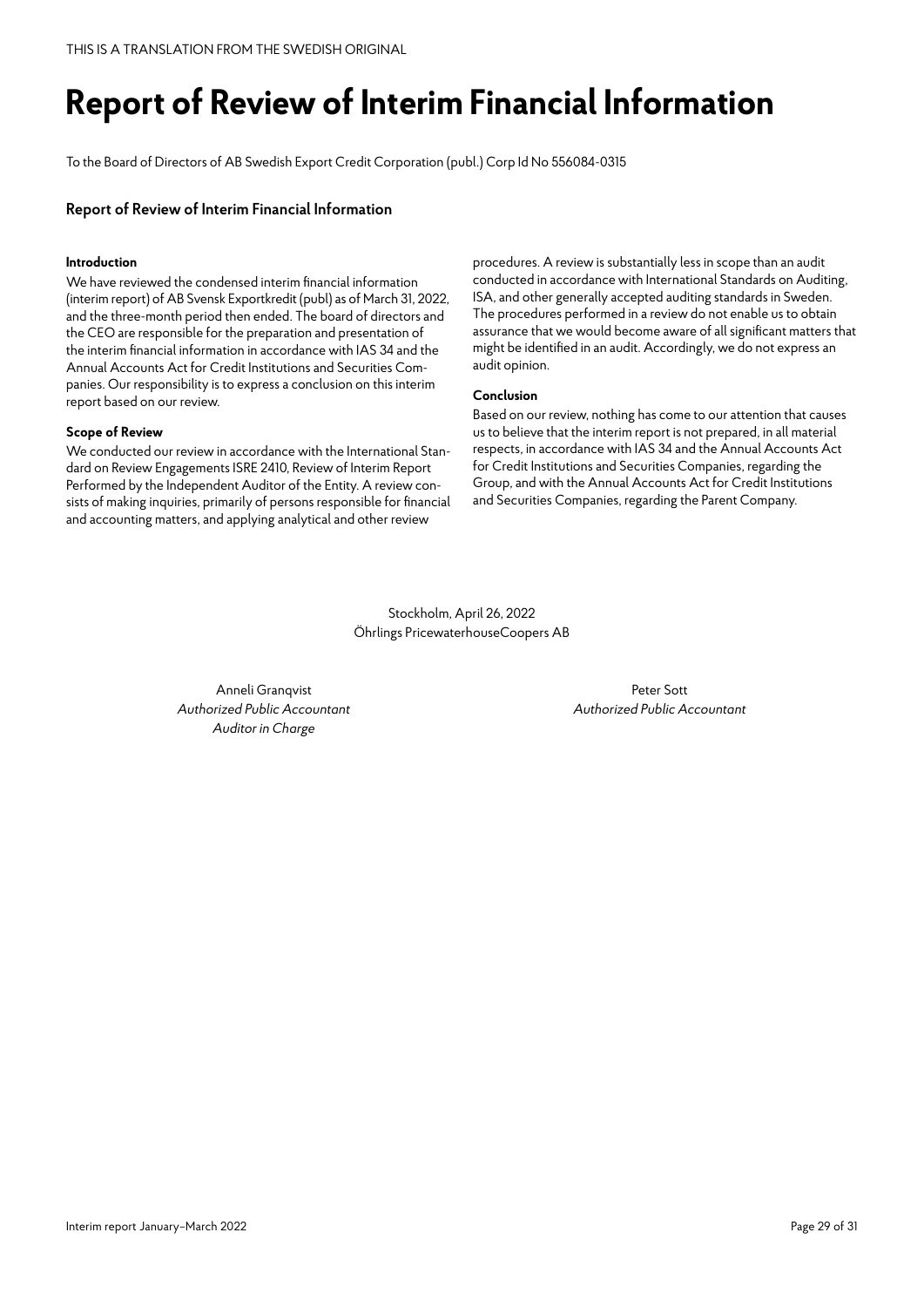THIS IS A TRANSLATION FROM THE SWEDISH ORIGINAL

# Report of Review of Interim Financial Information

To the Board of Directors of AB Swedish Export Credit Corporation (publ.) Corp Id No 556084-0315

## Report of Review of Interim Financial Information

### Introduction

We have reviewed the condensed interim financial information (interim report) of AB Svensk Exportkredit (publ) as of March 31, 2022, and the three-month period then ended. The board of directors and the CEO are responsible for the preparation and presentation of the interim financial information in accordance with IAS 34 and the Annual Accounts Act for Credit Institutions and Securities Companies. Our responsibility is to express a conclusion on this interim report based on our review.

### Scope of Review

We conducted our review in accordance with the International Standard on Review Engagements ISRE 2410, Review of Interim Report Performed by the Independent Auditor of the Entity. A review consists of making inquiries, primarily of persons responsible for financial and accounting matters, and applying analytical and other review procedures. A review is substantially less in scope than an audit conducted in accordance with International Standards on Auditing, ISA, and other generally accepted auditing standards in Sweden. The procedures performed in a review do not enable us to obtain assurance that we would become aware of all significant matters that might be identified in an audit. Accordingly, we do not express an audit opinion.

### Conclusion

Based on our review, nothing has come to our attention that causes us to believe that the interim report is not prepared, in all material respects, in accordance with IAS 34 and the Annual Accounts Act for Credit Institutions and Securities Companies, regarding the Group, and with the Annual Accounts Act for Credit Institutions and Securities Companies, regarding the Parent Company.

Stockholm, April 26, 2022
Öhrlings PricewaterhouseCoopers AB

Anneli Granqvist
*Authorized Public Accountant*
*Auditor in Charge*

Peter Sott
*Authorized Public Accountant*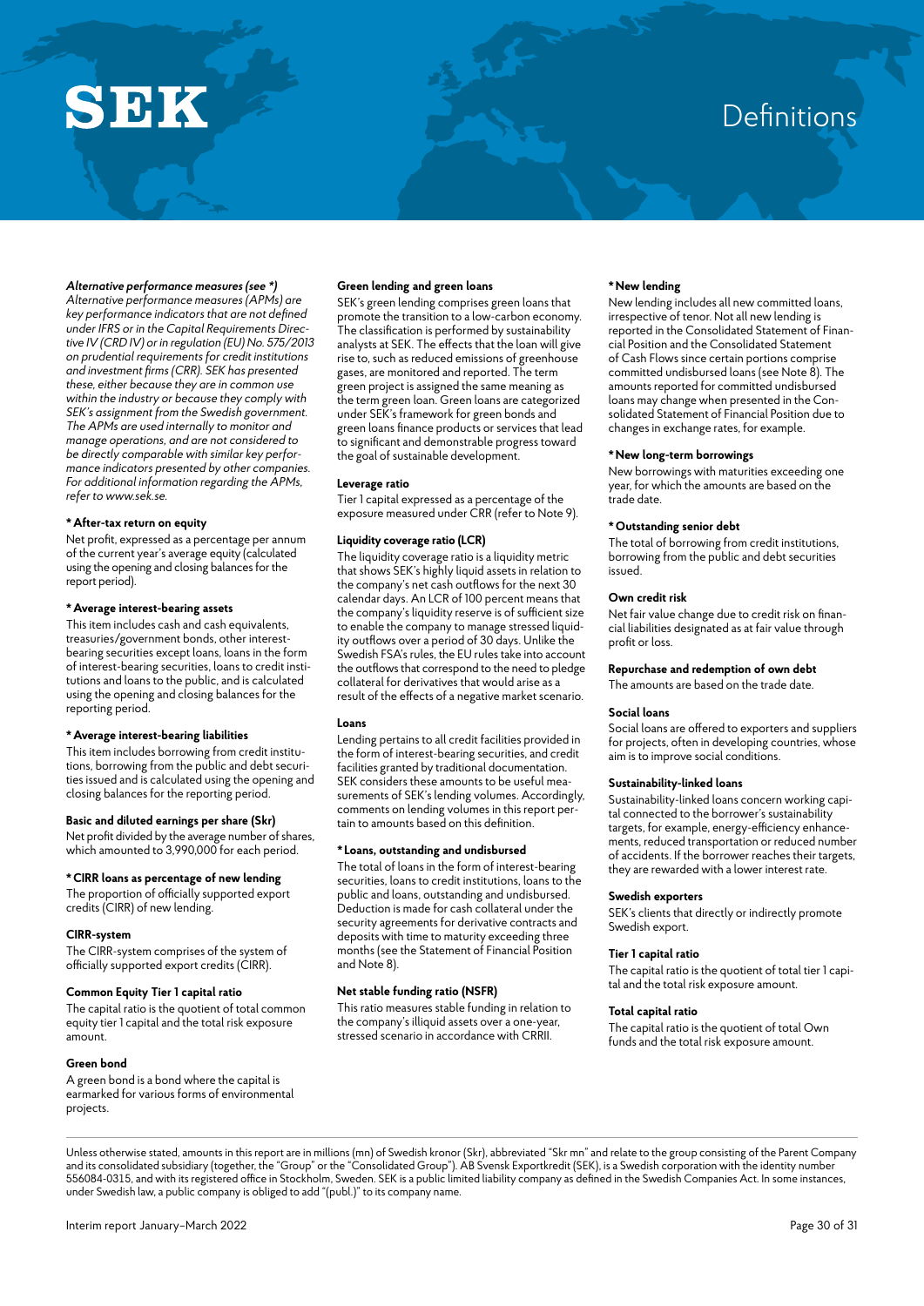# Definitions

***Alternative performance measures (see \*)***
*Alternative performance measures (APMs) are key performance indicators that are not defined under IFRS or in the Capital Requirements Directive IV (CRD IV) or in regulation (EU) No. 575/2013 on prudential requirements for credit institutions and investment firms (CRR). SEK has presented these, either because they are in common use within the industry or because they comply with SEK's assignment from the Swedish government. The APMs are used internally to monitor and manage operations, and are not considered to be directly comparable with similar key performance indicators presented by other companies. For additional information regarding the APMs, refer to www.sek.se.*

**\* After-tax return on equity**
Net profit, expressed as a percentage per annum of the current year's average equity (calculated using the opening and closing balances for the report period).

**\* Average interest-bearing assets**
This item includes cash and cash equivalents, treasuries/government bonds, other interest-bearing securities except loans, loans in the form of interest-bearing securities, loans to credit institutions and loans to the public, and is calculated using the opening and closing balances for the reporting period.

**\* Average interest-bearing liabilities**
This item includes borrowing from credit institutions, borrowing from the public and debt securities issued and is calculated using the opening and closing balances for the reporting period.

**Basic and diluted earnings per share (Skr)**
Net profit divided by the average number of shares, which amounted to 3,990,000 for each period.

**\* CIRR loans as percentage of new lending**
The proportion of officially supported export credits (CIRR) of new lending.

**CIRR-system**
The CIRR-system comprises of the system of officially supported export credits (CIRR).

**Common Equity Tier 1 capital ratio**
The capital ratio is the quotient of total common equity tier 1 capital and the total risk exposure amount.

**Green bond**
A green bond is a bond where the capital is earmarked for various forms of environmental projects.

**Green lending and green loans**
SEK's green lending comprises green loans that promote the transition to a low-carbon economy. The classification is performed by sustainability analysts at SEK. The effects that the loan will give rise to, such as reduced emissions of greenhouse gases, are monitored and reported. The term green project is assigned the same meaning as the term green loan. Green loans are categorized under SEK's framework for green bonds and green loans finance products or services that lead to significant and demonstrable progress toward the goal of sustainable development.

**Leverage ratio**
Tier 1 capital expressed as a percentage of the exposure measured under CRR (refer to Note 9).

**Liquidity coverage ratio (LCR)**
The liquidity coverage ratio is a liquidity metric that shows SEK's highly liquid assets in relation to the company's net cash outflows for the next 30 calendar days. An LCR of 100 percent means that the company's liquidity reserve is of sufficient size to enable the company to manage stressed liquidity outflows over a period of 30 days. Unlike the Swedish FSA's rules, the EU rules take into account the outflows that correspond to the need to pledge collateral for derivatives that would arise as a result of the effects of a negative market scenario.

**Loans**
Lending pertains to all credit facilities provided in the form of interest-bearing securities, and credit facilities granted by traditional documentation. SEK considers these amounts to be useful measurements of SEK's lending volumes. Accordingly, comments on lending volumes in this report pertain to amounts based on this definition.

**\* Loans, outstanding and undisbursed**
The total of loans in the form of interest-bearing securities, loans to credit institutions, loans to the public and loans, outstanding and undisbursed. Deduction is made for cash collateral under the security agreements for derivative contracts and deposits with time to maturity exceeding three months (see the Statement of Financial Position and Note 8).

**Net stable funding ratio (NSFR)**
This ratio measures stable funding in relation to the company's illiquid assets over a one-year, stressed scenario in accordance with CRRII.

**\* New lending**
New lending includes all new committed loans, irrespective of tenor. Not all new lending is reported in the Consolidated Statement of Financial Position and the Consolidated Statement of Cash Flows since certain portions comprise committed undisbursed loans (see Note 8). The amounts reported for committed undisbursed loans may change when presented in the Consolidated Statement of Financial Position due to changes in exchange rates, for example.

**\* New long-term borrowings**
New borrowings with maturities exceeding one year, for which the amounts are based on the trade date.

**\* Outstanding senior debt**
The total of borrowing from credit institutions, borrowing from the public and debt securities issued.

**Own credit risk**
Net fair value change due to credit risk on financial liabilities designated as at fair value through profit or loss.

**Repurchase and redemption of own debt**
The amounts are based on the trade date.

**Social loans**
Social loans are offered to exporters and suppliers for projects, often in developing countries, whose aim is to improve social conditions.

**Sustainability-linked loans**
Sustainability-linked loans concern working capital connected to the borrower's sustainability targets, for example, energy-efficiency enhancements, reduced transportation or reduced number of accidents. If the borrower reaches their targets, they are rewarded with a lower interest rate.

**Swedish exporters**
SEK's clients that directly or indirectly promote Swedish export.

**Tier 1 capital ratio**
The capital ratio is the quotient of total tier 1 capital and the total risk exposure amount.

**Total capital ratio**
The capital ratio is the quotient of total Own funds and the total risk exposure amount.

Unless otherwise stated, amounts in this report are in millions (mn) of Swedish kronor (Skr), abbreviated "Skr mn" and relate to the group consisting of the Parent Company and its consolidated subsidiary (together, the "Group" or the "Consolidated Group"). AB Svensk Exportkredit (SEK), is a Swedish corporation with the identity number 556084-0315, and with its registered office in Stockholm, Sweden. SEK is a public limited liability company as defined in the Swedish Companies Act. In some instances, under Swedish law, a public company is obliged to add "(publ.)" to its company name.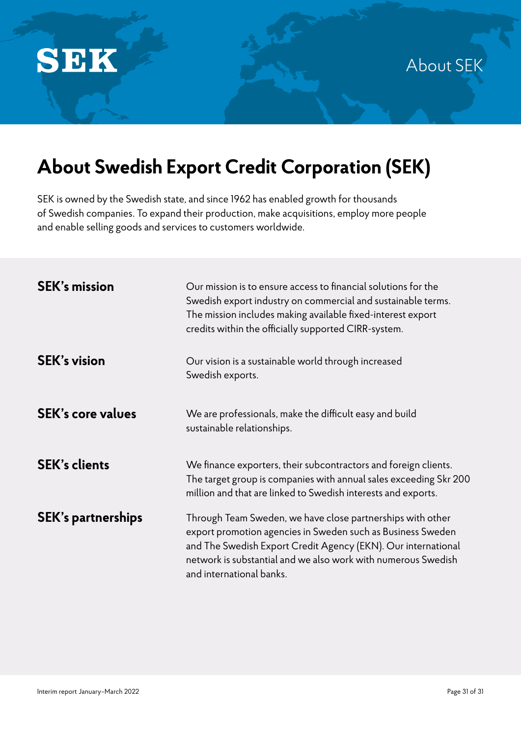# About Swedish Export Credit Corporation (SEK)

SEK is owned by the Swedish state, and since 1962 has enabled growth for thousands of Swedish companies. To expand their production, make acquisitions, employ more people and enable selling goods and services to customers worldwide.

**SEK's mission**

Our mission is to ensure access to financial solutions for the Swedish export industry on commercial and sustainable terms. The mission includes making available fixed-interest export credits within the officially supported CIRR-system.

**SEK's vision**

Our vision is a sustainable world through increased Swedish exports.

**SEK's core values**

We are professionals, make the difficult easy and build sustainable relationships.

**SEK's clients**

We finance exporters, their subcontractors and foreign clients. The target group is companies with annual sales exceeding Skr 200 million and that are linked to Swedish interests and exports.

**SEK's partnerships**

Through Team Sweden, we have close partnerships with other export promotion agencies in Sweden such as Business Sweden and The Swedish Export Credit Agency (EKN). Our international network is substantial and we also work with numerous Swedish and international banks.